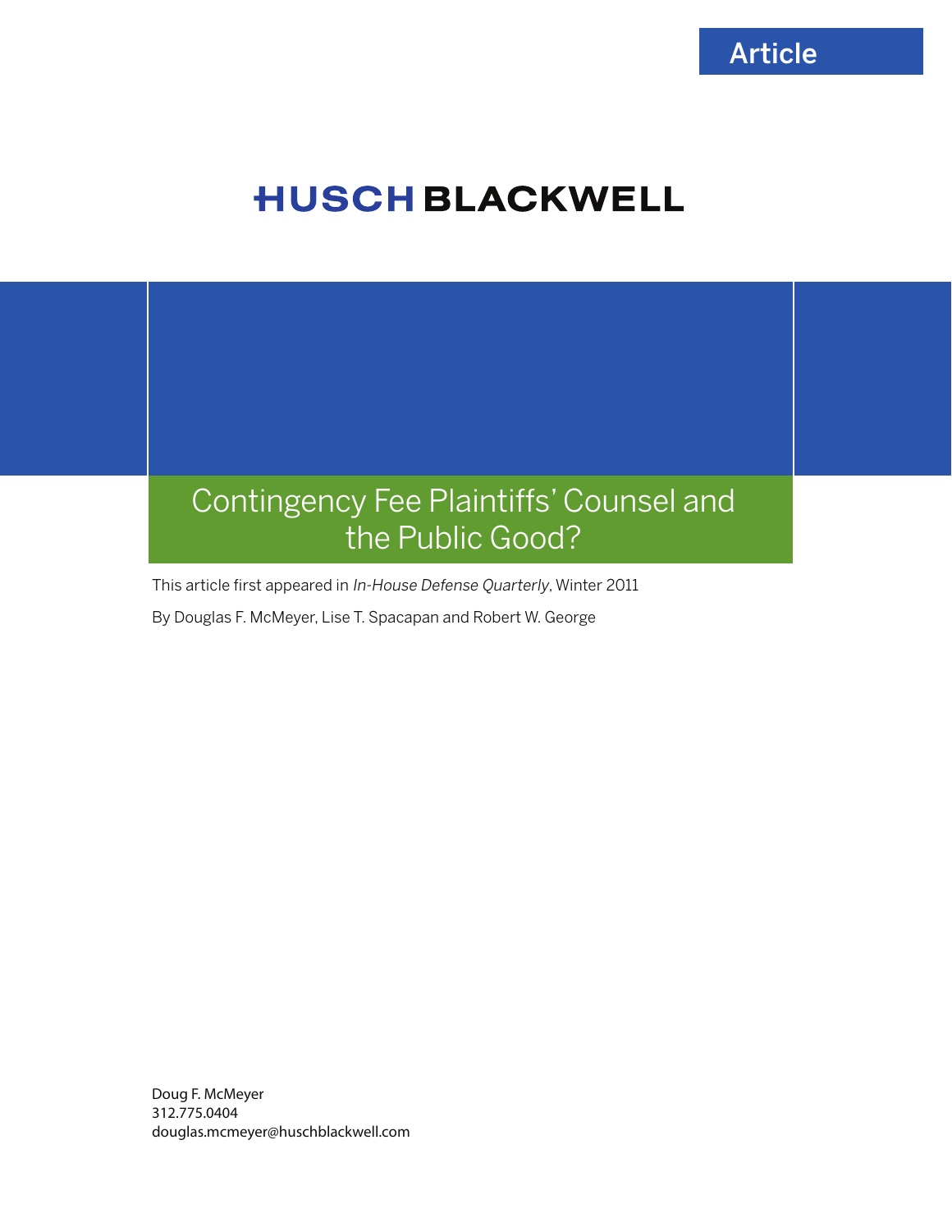Article

HUSCH BLACKWELL

# Contingency Fee Plaintiffs' Counsel and the Public Good?

This article first appeared in *In-House Defense Quarterly*, Winter 2011

By Douglas F. McMeyer, Lise T. Spacapan and Robert W. George

Doug F. McMeyer
312.775.0404
douglas.mcmeyer@huschblackwell.com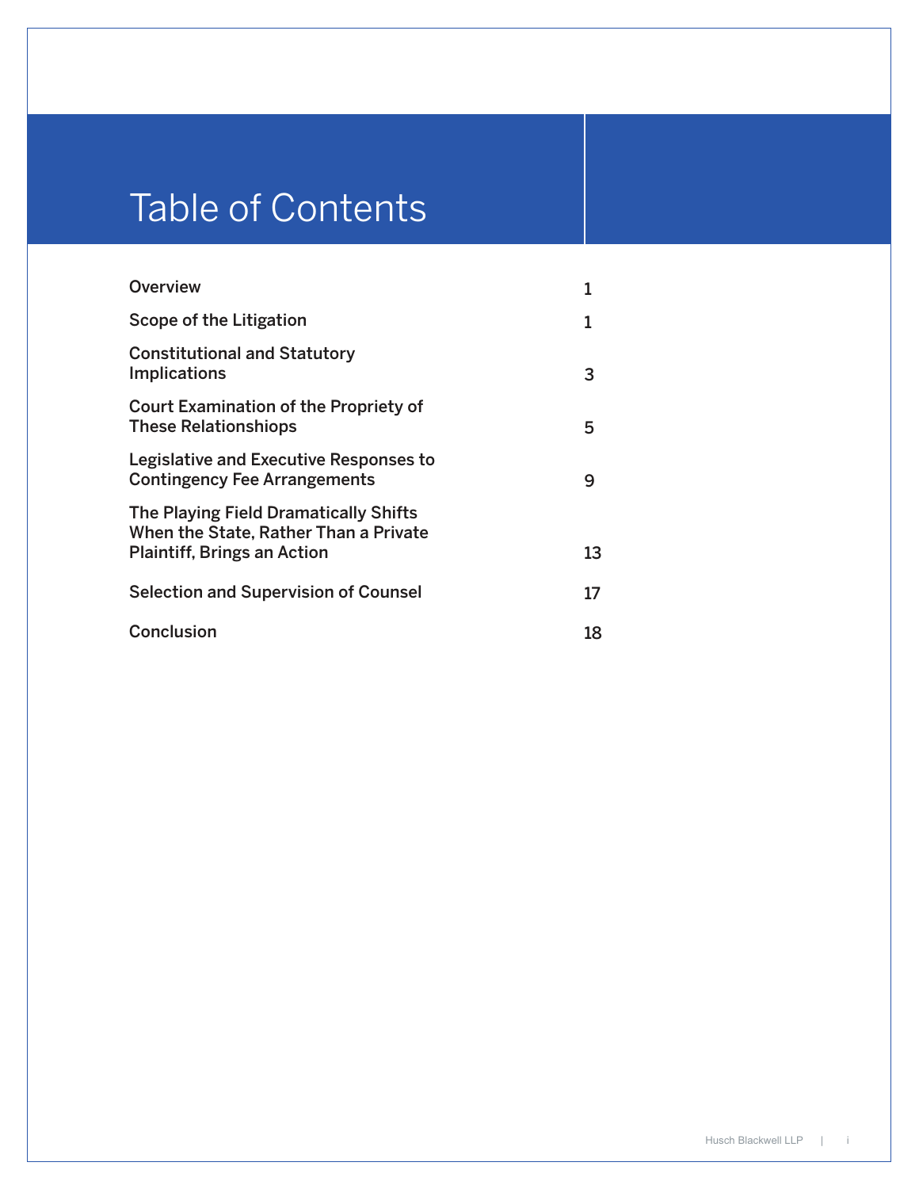# Table of Contents

| | |
|---|---|
| Overview | 1 |
| Scope of the Litigation | 1 |
| Constitutional and Statutory Implications | 3 |
| Court Examination of the Propriety of These Relationshiops | 5 |
| Legislative and Executive Responses to Contingency Fee Arrangements | 9 |
| The Playing Field Dramatically Shifts When the State, Rather Than a Private Plaintiff, Brings an Action | 13 |
| Selection and Supervision of Counsel | 17 |
| Conclusion | 18 |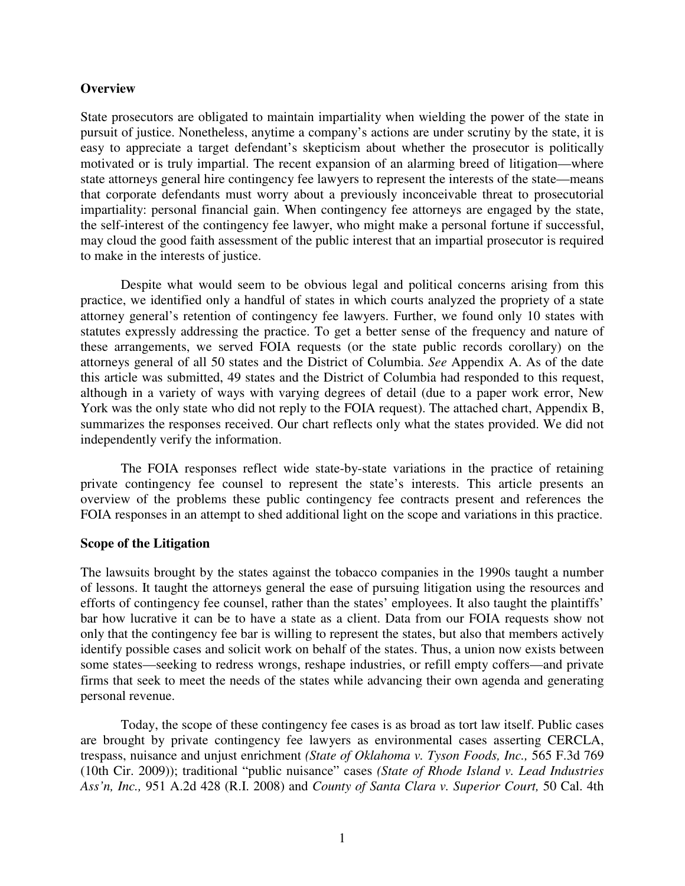**Overview**

State prosecutors are obligated to maintain impartiality when wielding the power of the state in pursuit of justice. Nonetheless, anytime a company's actions are under scrutiny by the state, it is easy to appreciate a target defendant's skepticism about whether the prosecutor is politically motivated or is truly impartial. The recent expansion of an alarming breed of litigation—where state attorneys general hire contingency fee lawyers to represent the interests of the state—means that corporate defendants must worry about a previously inconceivable threat to prosecutorial impartiality: personal financial gain. When contingency fee attorneys are engaged by the state, the self-interest of the contingency fee lawyer, who might make a personal fortune if successful, may cloud the good faith assessment of the public interest that an impartial prosecutor is required to make in the interests of justice.

Despite what would seem to be obvious legal and political concerns arising from this practice, we identified only a handful of states in which courts analyzed the propriety of a state attorney general's retention of contingency fee lawyers. Further, we found only 10 states with statutes expressly addressing the practice. To get a better sense of the frequency and nature of these arrangements, we served FOIA requests (or the state public records corollary) on the attorneys general of all 50 states and the District of Columbia. *See* Appendix A. As of the date this article was submitted, 49 states and the District of Columbia had responded to this request, although in a variety of ways with varying degrees of detail (due to a paper work error, New York was the only state who did not reply to the FOIA request). The attached chart, Appendix B, summarizes the responses received. Our chart reflects only what the states provided. We did not independently verify the information.

The FOIA responses reflect wide state-by-state variations in the practice of retaining private contingency fee counsel to represent the state's interests. This article presents an overview of the problems these public contingency fee contracts present and references the FOIA responses in an attempt to shed additional light on the scope and variations in this practice.

**Scope of the Litigation**

The lawsuits brought by the states against the tobacco companies in the 1990s taught a number of lessons. It taught the attorneys general the ease of pursuing litigation using the resources and efforts of contingency fee counsel, rather than the states' employees. It also taught the plaintiffs' bar how lucrative it can be to have a state as a client. Data from our FOIA requests show not only that the contingency fee bar is willing to represent the states, but also that members actively identify possible cases and solicit work on behalf of the states. Thus, a union now exists between some states—seeking to redress wrongs, reshape industries, or refill empty coffers—and private firms that seek to meet the needs of the states while advancing their own agenda and generating personal revenue.

Today, the scope of these contingency fee cases is as broad as tort law itself. Public cases are brought by private contingency fee lawyers as environmental cases asserting CERCLA, trespass, nuisance and unjust enrichment *(State of Oklahoma v. Tyson Foods, Inc.,* 565 F.3d 769 (10th Cir. 2009)); traditional "public nuisance" cases *(State of Rhode Island v. Lead Industries Ass'n, Inc.,* 951 A.2d 428 (R.I. 2008) and *County of Santa Clara v. Superior Court,* 50 Cal. 4th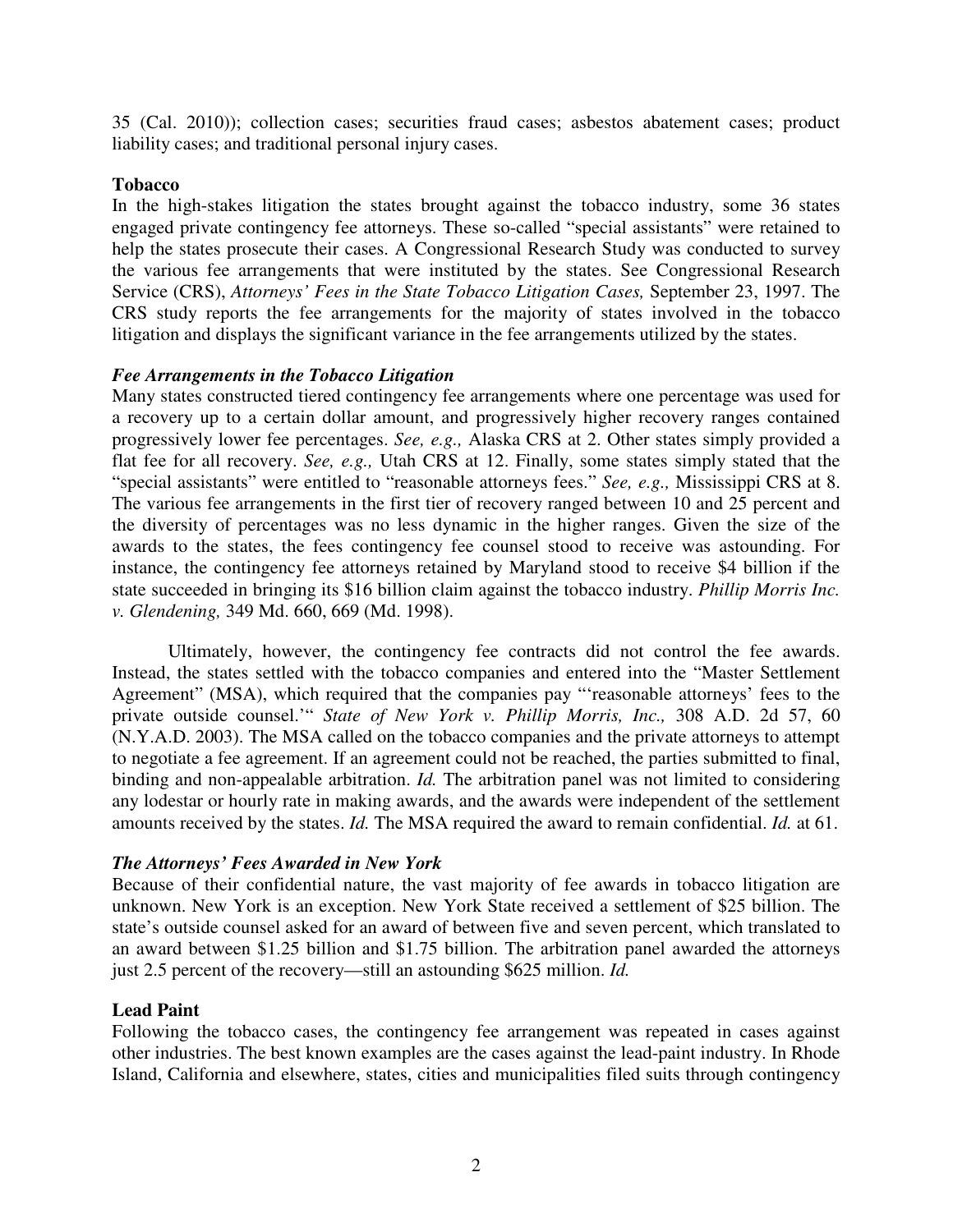35 (Cal. 2010)); collection cases; securities fraud cases; asbestos abatement cases; product liability cases; and traditional personal injury cases.

**Tobacco**

In the high-stakes litigation the states brought against the tobacco industry, some 36 states engaged private contingency fee attorneys. These so-called "special assistants" were retained to help the states prosecute their cases. A Congressional Research Study was conducted to survey the various fee arrangements that were instituted by the states. See Congressional Research Service (CRS), *Attorneys' Fees in the State Tobacco Litigation Cases,* September 23, 1997. The CRS study reports the fee arrangements for the majority of states involved in the tobacco litigation and displays the significant variance in the fee arrangements utilized by the states.

***Fee Arrangements in the Tobacco Litigation***

Many states constructed tiered contingency fee arrangements where one percentage was used for a recovery up to a certain dollar amount, and progressively higher recovery ranges contained progressively lower fee percentages. *See, e.g.,* Alaska CRS at 2. Other states simply provided a flat fee for all recovery. *See, e.g.,* Utah CRS at 12. Finally, some states simply stated that the "special assistants" were entitled to "reasonable attorneys fees." *See, e.g.,* Mississippi CRS at 8. The various fee arrangements in the first tier of recovery ranged between 10 and 25 percent and the diversity of percentages was no less dynamic in the higher ranges. Given the size of the awards to the states, the fees contingency fee counsel stood to receive was astounding. For instance, the contingency fee attorneys retained by Maryland stood to receive $4 billion if the state succeeded in bringing its $16 billion claim against the tobacco industry. *Phillip Morris Inc. v. Glendening,* 349 Md. 660, 669 (Md. 1998).

Ultimately, however, the contingency fee contracts did not control the fee awards. Instead, the states settled with the tobacco companies and entered into the "Master Settlement Agreement" (MSA), which required that the companies pay "'reasonable attorneys' fees to the private outside counsel.'" *State of New York v. Phillip Morris, Inc.,* 308 A.D. 2d 57, 60 (N.Y.A.D. 2003). The MSA called on the tobacco companies and the private attorneys to attempt to negotiate a fee agreement. If an agreement could not be reached, the parties submitted to final, binding and non-appealable arbitration. *Id.* The arbitration panel was not limited to considering any lodestar or hourly rate in making awards, and the awards were independent of the settlement amounts received by the states. *Id.* The MSA required the award to remain confidential. *Id.* at 61.

***The Attorneys' Fees Awarded in New York***

Because of their confidential nature, the vast majority of fee awards in tobacco litigation are unknown. New York is an exception. New York State received a settlement of $25 billion. The state's outside counsel asked for an award of between five and seven percent, which translated to an award between $1.25 billion and $1.75 billion. The arbitration panel awarded the attorneys just 2.5 percent of the recovery—still an astounding $625 million. *Id.*

**Lead Paint**

Following the tobacco cases, the contingency fee arrangement was repeated in cases against other industries. The best known examples are the cases against the lead-paint industry. In Rhode Island, California and elsewhere, states, cities and municipalities filed suits through contingency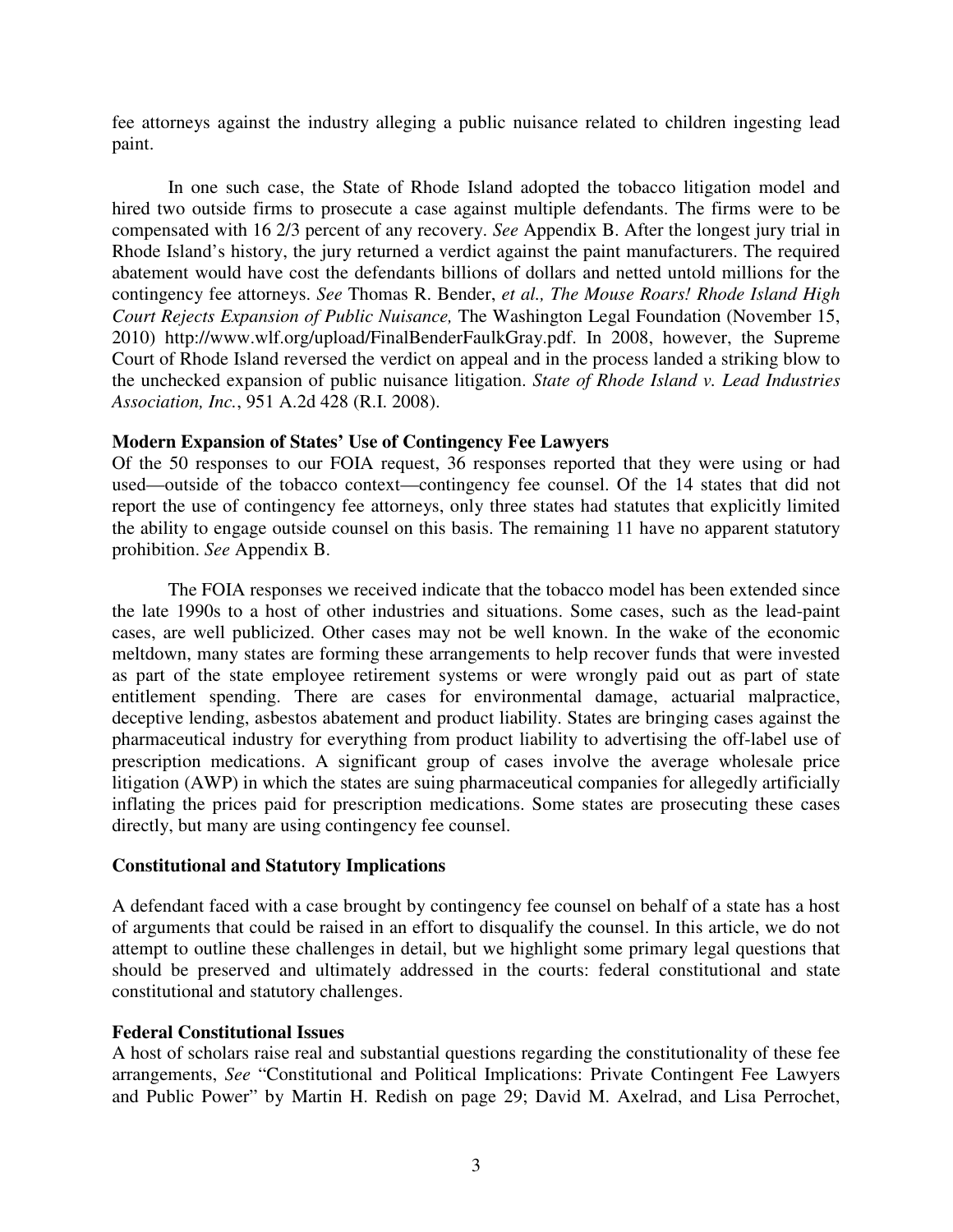fee attorneys against the industry alleging a public nuisance related to children ingesting lead paint.

In one such case, the State of Rhode Island adopted the tobacco litigation model and hired two outside firms to prosecute a case against multiple defendants. The firms were to be compensated with 16 2/3 percent of any recovery. *See* Appendix B. After the longest jury trial in Rhode Island's history, the jury returned a verdict against the paint manufacturers. The required abatement would have cost the defendants billions of dollars and netted untold millions for the contingency fee attorneys. *See* Thomas R. Bender, *et al., The Mouse Roars! Rhode Island High Court Rejects Expansion of Public Nuisance,* The Washington Legal Foundation (November 15, 2010) http://www.wlf.org/upload/FinalBenderFaulkGray.pdf. In 2008, however, the Supreme Court of Rhode Island reversed the verdict on appeal and in the process landed a striking blow to the unchecked expansion of public nuisance litigation. *State of Rhode Island v. Lead Industries Association, Inc.*, 951 A.2d 428 (R.I. 2008).

**Modern Expansion of States' Use of Contingency Fee Lawyers**

Of the 50 responses to our FOIA request, 36 responses reported that they were using or had used—outside of the tobacco context—contingency fee counsel. Of the 14 states that did not report the use of contingency fee attorneys, only three states had statutes that explicitly limited the ability to engage outside counsel on this basis. The remaining 11 have no apparent statutory prohibition. *See* Appendix B.

The FOIA responses we received indicate that the tobacco model has been extended since the late 1990s to a host of other industries and situations. Some cases, such as the lead-paint cases, are well publicized. Other cases may not be well known. In the wake of the economic meltdown, many states are forming these arrangements to help recover funds that were invested as part of the state employee retirement systems or were wrongly paid out as part of state entitlement spending. There are cases for environmental damage, actuarial malpractice, deceptive lending, asbestos abatement and product liability. States are bringing cases against the pharmaceutical industry for everything from product liability to advertising the off-label use of prescription medications. A significant group of cases involve the average wholesale price litigation (AWP) in which the states are suing pharmaceutical companies for allegedly artificially inflating the prices paid for prescription medications. Some states are prosecuting these cases directly, but many are using contingency fee counsel.

**Constitutional and Statutory Implications**

A defendant faced with a case brought by contingency fee counsel on behalf of a state has a host of arguments that could be raised in an effort to disqualify the counsel. In this article, we do not attempt to outline these challenges in detail, but we highlight some primary legal questions that should be preserved and ultimately addressed in the courts: federal constitutional and state constitutional and statutory challenges.

**Federal Constitutional Issues**

A host of scholars raise real and substantial questions regarding the constitutionality of these fee arrangements, *See* "Constitutional and Political Implications: Private Contingent Fee Lawyers and Public Power" by Martin H. Redish on page 29; David M. Axelrad, and Lisa Perrochet,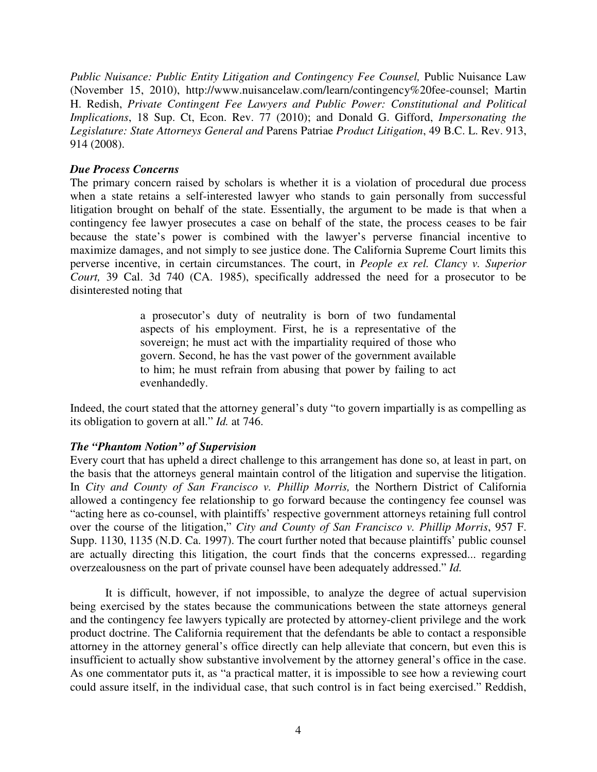*Public Nuisance: Public Entity Litigation and Contingency Fee Counsel,* Public Nuisance Law (November 15, 2010), http://www.nuisancelaw.com/learn/contingency%20fee-counsel; Martin H. Redish, *Private Contingent Fee Lawyers and Public Power: Constitutional and Political Implications*, 18 Sup. Ct, Econ. Rev. 77 (2010); and Donald G. Gifford, *Impersonating the Legislature: State Attorneys General and* Parens Patriae *Product Litigation*, 49 B.C. L. Rev. 913, 914 (2008).

***Due Process Concerns***

The primary concern raised by scholars is whether it is a violation of procedural due process when a state retains a self-interested lawyer who stands to gain personally from successful litigation brought on behalf of the state. Essentially, the argument to be made is that when a contingency fee lawyer prosecutes a case on behalf of the state, the process ceases to be fair because the state's power is combined with the lawyer's perverse financial incentive to maximize damages, and not simply to see justice done. The California Supreme Court limits this perverse incentive, in certain circumstances. The court, in *People ex rel. Clancy v. Superior Court,* 39 Cal. 3d 740 (CA. 1985), specifically addressed the need for a prosecutor to be disinterested noting that

> a prosecutor's duty of neutrality is born of two fundamental aspects of his employment. First, he is a representative of the sovereign; he must act with the impartiality required of those who govern. Second, he has the vast power of the government available to him; he must refrain from abusing that power by failing to act evenhandedly.

Indeed, the court stated that the attorney general's duty "to govern impartially is as compelling as its obligation to govern at all." *Id.* at 746.

***The "Phantom Notion" of Supervision***

Every court that has upheld a direct challenge to this arrangement has done so, at least in part, on the basis that the attorneys general maintain control of the litigation and supervise the litigation. In *City and County of San Francisco v. Phillip Morris,* the Northern District of California allowed a contingency fee relationship to go forward because the contingency fee counsel was "acting here as co-counsel, with plaintiffs' respective government attorneys retaining full control over the course of the litigation," *City and County of San Francisco v. Phillip Morris*, 957 F. Supp. 1130, 1135 (N.D. Ca. 1997). The court further noted that because plaintiffs' public counsel are actually directing this litigation, the court finds that the concerns expressed... regarding overzealousness on the part of private counsel have been adequately addressed." *Id.*

It is difficult, however, if not impossible, to analyze the degree of actual supervision being exercised by the states because the communications between the state attorneys general and the contingency fee lawyers typically are protected by attorney-client privilege and the work product doctrine. The California requirement that the defendants be able to contact a responsible attorney in the attorney general's office directly can help alleviate that concern, but even this is insufficient to actually show substantive involvement by the attorney general's office in the case. As one commentator puts it, as "a practical matter, it is impossible to see how a reviewing court could assure itself, in the individual case, that such control is in fact being exercised." Reddish,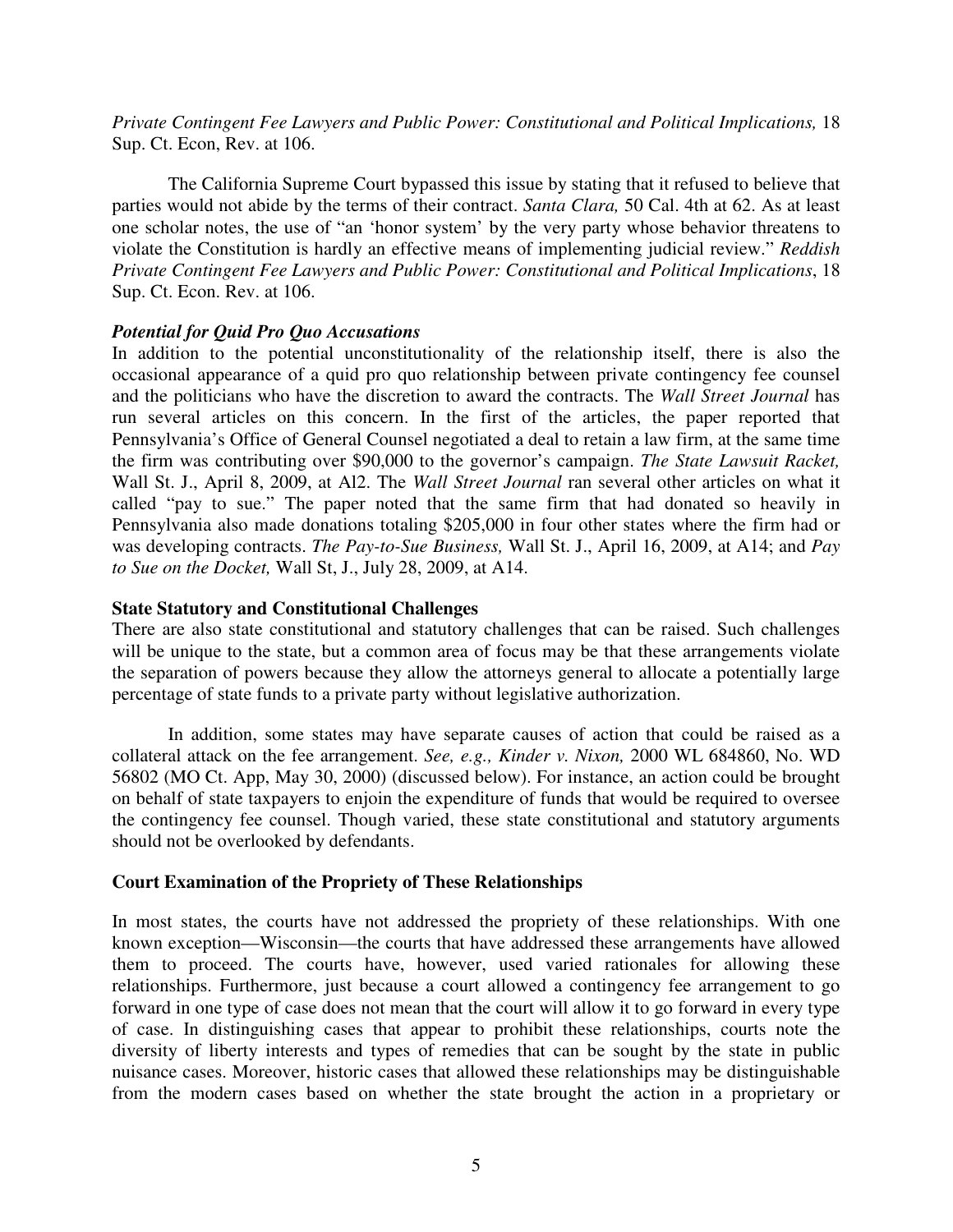*Private Contingent Fee Lawyers and Public Power: Constitutional and Political Implications,* 18 Sup. Ct. Econ, Rev. at 106.

The California Supreme Court bypassed this issue by stating that it refused to believe that parties would not abide by the terms of their contract. *Santa Clara,* 50 Cal. 4th at 62. As at least one scholar notes, the use of "an 'honor system' by the very party whose behavior threatens to violate the Constitution is hardly an effective means of implementing judicial review." *Reddish Private Contingent Fee Lawyers and Public Power: Constitutional and Political Implications*, 18 Sup. Ct. Econ. Rev. at 106.

***Potential for Quid Pro Quo Accusations***

In addition to the potential unconstitutionality of the relationship itself, there is also the occasional appearance of a quid pro quo relationship between private contingency fee counsel and the politicians who have the discretion to award the contracts. The *Wall Street Journal* has run several articles on this concern. In the first of the articles, the paper reported that Pennsylvania's Office of General Counsel negotiated a deal to retain a law firm, at the same time the firm was contributing over $90,000 to the governor's campaign. *The State Lawsuit Racket,* Wall St. J., April 8, 2009, at Al2. The *Wall Street Journal* ran several other articles on what it called "pay to sue." The paper noted that the same firm that had donated so heavily in Pennsylvania also made donations totaling $205,000 in four other states where the firm had or was developing contracts. *The Pay-to-Sue Business,* Wall St. J., April 16, 2009, at A14; and *Pay to Sue on the Docket,* Wall St, J., July 28, 2009, at A14.

**State Statutory and Constitutional Challenges**

There are also state constitutional and statutory challenges that can be raised. Such challenges will be unique to the state, but a common area of focus may be that these arrangements violate the separation of powers because they allow the attorneys general to allocate a potentially large percentage of state funds to a private party without legislative authorization.

In addition, some states may have separate causes of action that could be raised as a collateral attack on the fee arrangement. *See, e.g., Kinder v. Nixon,* 2000 WL 684860, No. WD 56802 (MO Ct. App, May 30, 2000) (discussed below). For instance, an action could be brought on behalf of state taxpayers to enjoin the expenditure of funds that would be required to oversee the contingency fee counsel. Though varied, these state constitutional and statutory arguments should not be overlooked by defendants.

**Court Examination of the Propriety of These Relationships**

In most states, the courts have not addressed the propriety of these relationships. With one known exception—Wisconsin—the courts that have addressed these arrangements have allowed them to proceed. The courts have, however, used varied rationales for allowing these relationships. Furthermore, just because a court allowed a contingency fee arrangement to go forward in one type of case does not mean that the court will allow it to go forward in every type of case. In distinguishing cases that appear to prohibit these relationships, courts note the diversity of liberty interests and types of remedies that can be sought by the state in public nuisance cases. Moreover, historic cases that allowed these relationships may be distinguishable from the modern cases based on whether the state brought the action in a proprietary or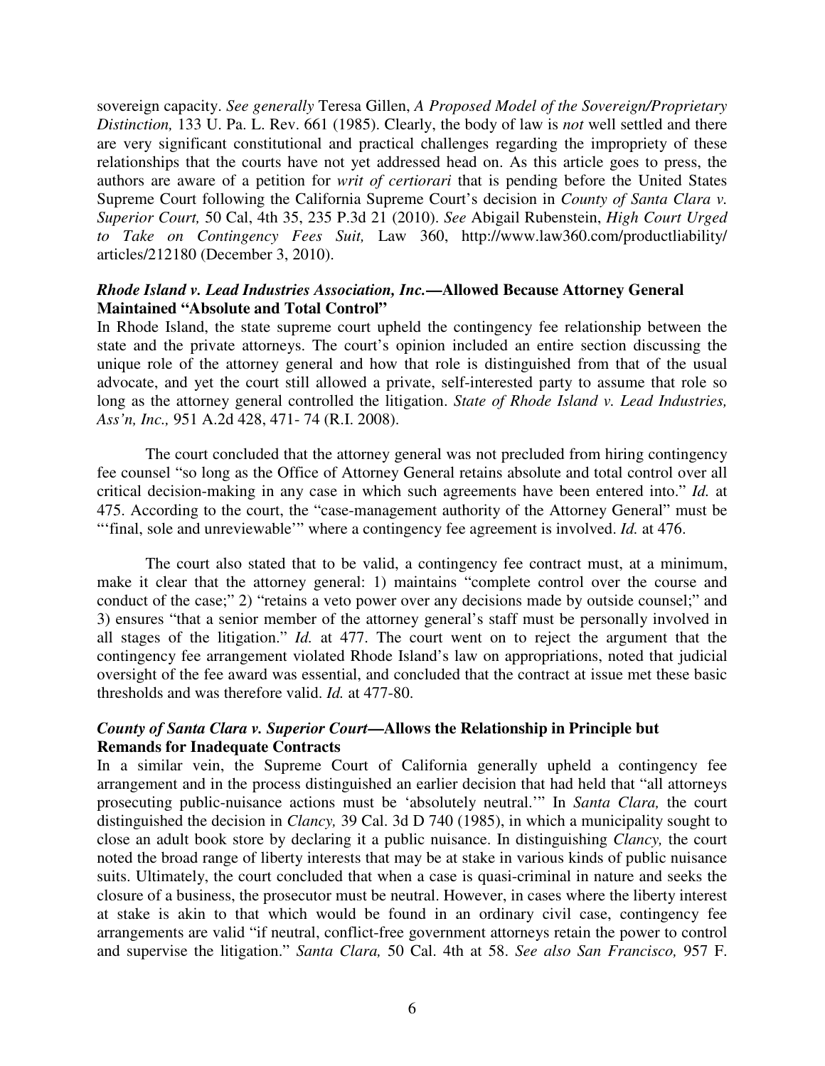sovereign capacity. *See generally* Teresa Gillen, *A Proposed Model of the Sovereign/Proprietary Distinction,* 133 U. Pa. L. Rev. 661 (1985). Clearly, the body of law is *not* well settled and there are very significant constitutional and practical challenges regarding the impropriety of these relationships that the courts have not yet addressed head on. As this article goes to press, the authors are aware of a petition for *writ of certiorari* that is pending before the United States Supreme Court following the California Supreme Court's decision in *County of Santa Clara v. Superior Court,* 50 Cal, 4th 35, 235 P.3d 21 (2010). *See* Abigail Rubenstein, *High Court Urged to Take on Contingency Fees Suit,* Law 360, http://www.law360.com/productliability/articles/212180 (December 3, 2010).

### *Rhode Island v. Lead Industries Association, Inc.*—Allowed Because Attorney General Maintained "Absolute and Total Control"

In Rhode Island, the state supreme court upheld the contingency fee relationship between the state and the private attorneys. The court's opinion included an entire section discussing the unique role of the attorney general and how that role is distinguished from that of the usual advocate, and yet the court still allowed a private, self-interested party to assume that role so long as the attorney general controlled the litigation. *State of Rhode Island v. Lead Industries, Ass'n, Inc.,* 951 A.2d 428, 471- 74 (R.I. 2008).

The court concluded that the attorney general was not precluded from hiring contingency fee counsel "so long as the Office of Attorney General retains absolute and total control over all critical decision-making in any case in which such agreements have been entered into." *Id.* at 475. According to the court, the "case-management authority of the Attorney General" must be "'final, sole and unreviewable'" where a contingency fee agreement is involved. *Id.* at 476.

The court also stated that to be valid, a contingency fee contract must, at a minimum, make it clear that the attorney general: 1) maintains "complete control over the course and conduct of the case;" 2) "retains a veto power over any decisions made by outside counsel;" and 3) ensures "that a senior member of the attorney general's staff must be personally involved in all stages of the litigation." *Id.* at 477. The court went on to reject the argument that the contingency fee arrangement violated Rhode Island's law on appropriations, noted that judicial oversight of the fee award was essential, and concluded that the contract at issue met these basic thresholds and was therefore valid. *Id.* at 477-80.

### *County of Santa Clara v. Superior Court*—Allows the Relationship in Principle but Remands for Inadequate Contracts

In a similar vein, the Supreme Court of California generally upheld a contingency fee arrangement and in the process distinguished an earlier decision that had held that "all attorneys prosecuting public-nuisance actions must be 'absolutely neutral.'" In *Santa Clara,* the court distinguished the decision in *Clancy,* 39 Cal. 3d D 740 (1985), in which a municipality sought to close an adult book store by declaring it a public nuisance. In distinguishing *Clancy,* the court noted the broad range of liberty interests that may be at stake in various kinds of public nuisance suits. Ultimately, the court concluded that when a case is quasi-criminal in nature and seeks the closure of a business, the prosecutor must be neutral. However, in cases where the liberty interest at stake is akin to that which would be found in an ordinary civil case, contingency fee arrangements are valid "if neutral, conflict-free government attorneys retain the power to control and supervise the litigation." *Santa Clara,* 50 Cal. 4th at 58. *See also San Francisco,* 957 F.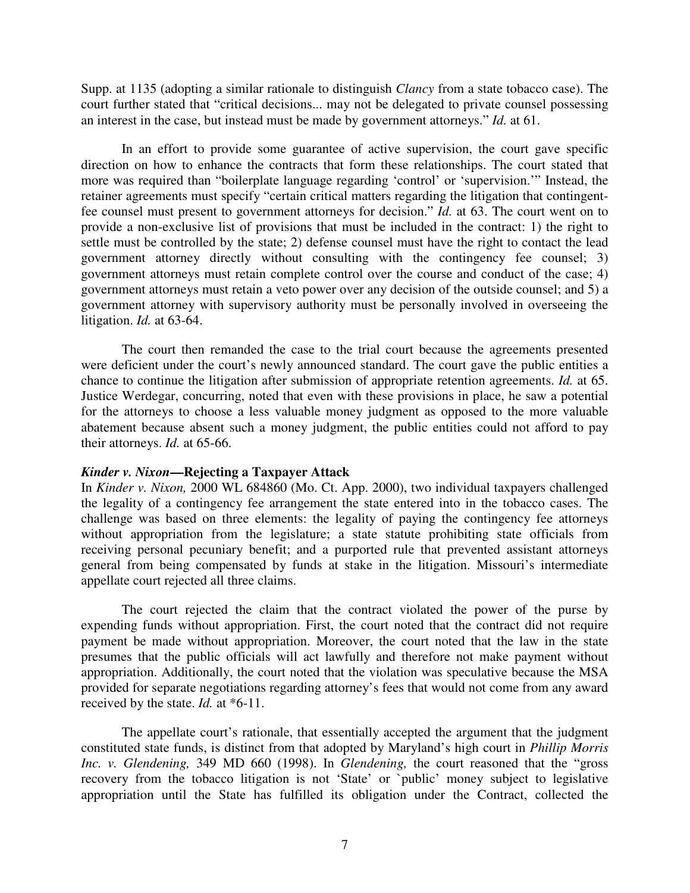Supp. at 1135 (adopting a similar rationale to distinguish *Clancy* from a state tobacco case). The court further stated that "critical decisions... may not be delegated to private counsel possessing an interest in the case, but instead must be made by government attorneys." *Id.* at 61.

In an effort to provide some guarantee of active supervision, the court gave specific direction on how to enhance the contracts that form these relationships. The court stated that more was required than "boilerplate language regarding 'control' or 'supervision.'" Instead, the retainer agreements must specify "certain critical matters regarding the litigation that contingent-fee counsel must present to government attorneys for decision." *Id.* at 63. The court went on to provide a non-exclusive list of provisions that must be included in the contract: 1) the right to settle must be controlled by the state; 2) defense counsel must have the right to contact the lead government attorney directly without consulting with the contingency fee counsel; 3) government attorneys must retain complete control over the course and conduct of the case; 4) government attorneys must retain a veto power over any decision of the outside counsel; and 5) a government attorney with supervisory authority must be personally involved in overseeing the litigation. *Id.* at 63-64.

The court then remanded the case to the trial court because the agreements presented were deficient under the court's newly announced standard. The court gave the public entities a chance to continue the litigation after submission of appropriate retention agreements. *Id.* at 65. Justice Werdegar, concurring, noted that even with these provisions in place, he saw a potential for the attorneys to choose a less valuable money judgment as opposed to the more valuable abatement because absent such a money judgment, the public entities could not afford to pay their attorneys. *Id.* at 65-66.

### ***Kinder v. Nixon*—Rejecting a Taxpayer Attack**

In *Kinder v. Nixon,* 2000 WL 684860 (Mo. Ct. App. 2000), two individual taxpayers challenged the legality of a contingency fee arrangement the state entered into in the tobacco cases. The challenge was based on three elements: the legality of paying the contingency fee attorneys without appropriation from the legislature; a state statute prohibiting state officials from receiving personal pecuniary benefit; and a purported rule that prevented assistant attorneys general from being compensated by funds at stake in the litigation. Missouri's intermediate appellate court rejected all three claims.

The court rejected the claim that the contract violated the power of the purse by expending funds without appropriation. First, the court noted that the contract did not require payment be made without appropriation. Moreover, the court noted that the law in the state presumes that the public officials will act lawfully and therefore not make payment without appropriation. Additionally, the court noted that the violation was speculative because the MSA provided for separate negotiations regarding attorney's fees that would not come from any award received by the state. *Id.* at *6-11.

The appellate court's rationale, that essentially accepted the argument that the judgment constituted state funds, is distinct from that adopted by Maryland's high court in *Phillip Morris Inc. v. Glendening,* 349 MD 660 (1998). In *Glendening,* the court reasoned that the "gross recovery from the tobacco litigation is not 'State' or `public' money subject to legislative appropriation until the State has fulfilled its obligation under the Contract, collected the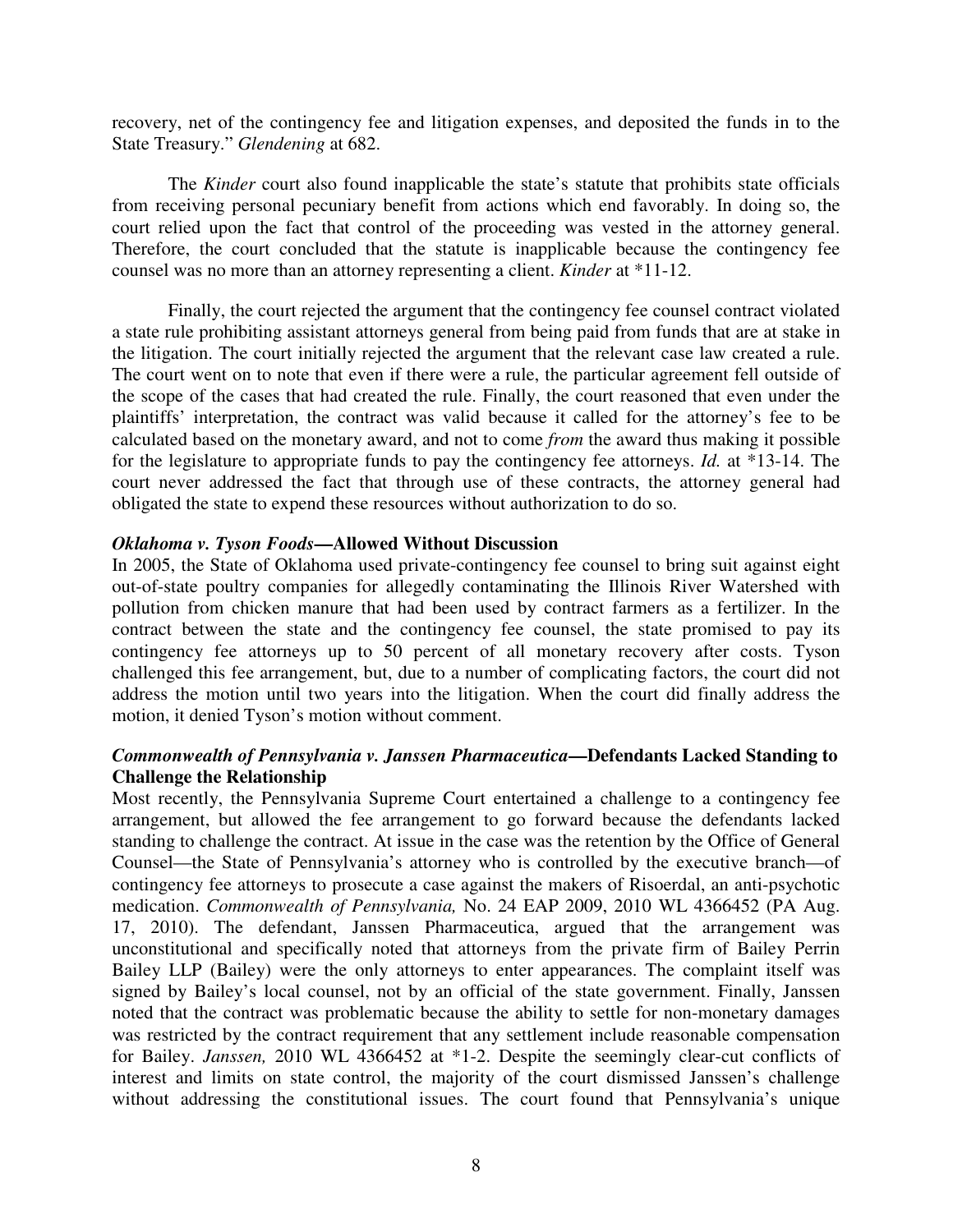recovery, net of the contingency fee and litigation expenses, and deposited the funds in to the State Treasury." *Glendening* at 682.

The *Kinder* court also found inapplicable the state's statute that prohibits state officials from receiving personal pecuniary benefit from actions which end favorably. In doing so, the court relied upon the fact that control of the proceeding was vested in the attorney general. Therefore, the court concluded that the statute is inapplicable because the contingency fee counsel was no more than an attorney representing a client. *Kinder* at *11-12.

Finally, the court rejected the argument that the contingency fee counsel contract violated a state rule prohibiting assistant attorneys general from being paid from funds that are at stake in the litigation. The court initially rejected the argument that the relevant case law created a rule. The court went on to note that even if there were a rule, the particular agreement fell outside of the scope of the cases that had created the rule. Finally, the court reasoned that even under the plaintiffs' interpretation, the contract was valid because it called for the attorney's fee to be calculated based on the monetary award, and not to come *from* the award thus making it possible for the legislature to appropriate funds to pay the contingency fee attorneys. *Id.* at *13-14. The court never addressed the fact that through use of these contracts, the attorney general had obligated the state to expend these resources without authorization to do so.

***Oklahoma v. Tyson Foods*—Allowed Without Discussion**

In 2005, the State of Oklahoma used private-contingency fee counsel to bring suit against eight out-of-state poultry companies for allegedly contaminating the Illinois River Watershed with pollution from chicken manure that had been used by contract farmers as a fertilizer. In the contract between the state and the contingency fee counsel, the state promised to pay its contingency fee attorneys up to 50 percent of all monetary recovery after costs. Tyson challenged this fee arrangement, but, due to a number of complicating factors, the court did not address the motion until two years into the litigation. When the court did finally address the motion, it denied Tyson's motion without comment.

***Commonwealth of Pennsylvania v. Janssen Pharmaceutica*—Defendants Lacked Standing to Challenge the Relationship**

Most recently, the Pennsylvania Supreme Court entertained a challenge to a contingency fee arrangement, but allowed the fee arrangement to go forward because the defendants lacked standing to challenge the contract. At issue in the case was the retention by the Office of General Counsel—the State of Pennsylvania's attorney who is controlled by the executive branch—of contingency fee attorneys to prosecute a case against the makers of Risoerdal, an anti-psychotic medication. *Commonwealth of Pennsylvania,* No. 24 EAP 2009, 2010 WL 4366452 (PA Aug. 17, 2010). The defendant, Janssen Pharmaceutica, argued that the arrangement was unconstitutional and specifically noted that attorneys from the private firm of Bailey Perrin Bailey LLP (Bailey) were the only attorneys to enter appearances. The complaint itself was signed by Bailey's local counsel, not by an official of the state government. Finally, Janssen noted that the contract was problematic because the ability to settle for non-monetary damages was restricted by the contract requirement that any settlement include reasonable compensation for Bailey. *Janssen,* 2010 WL 4366452 at *1-2. Despite the seemingly clear-cut conflicts of interest and limits on state control, the majority of the court dismissed Janssen's challenge without addressing the constitutional issues. The court found that Pennsylvania's unique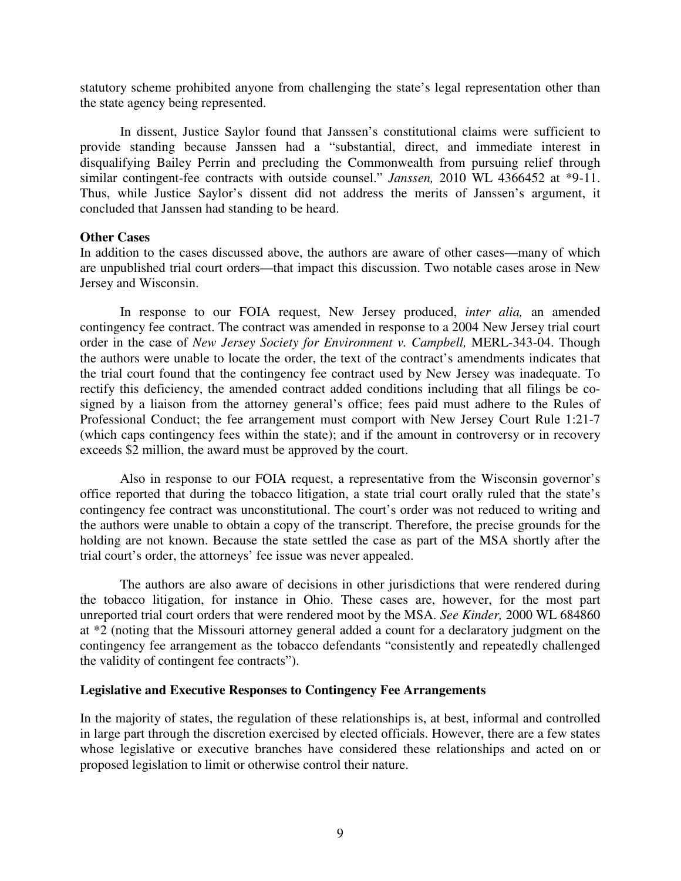statutory scheme prohibited anyone from challenging the state's legal representation other than the state agency being represented.

In dissent, Justice Saylor found that Janssen's constitutional claims were sufficient to provide standing because Janssen had a "substantial, direct, and immediate interest in disqualifying Bailey Perrin and precluding the Commonwealth from pursuing relief through similar contingent-fee contracts with outside counsel." *Janssen,* 2010 WL 4366452 at \*9-11. Thus, while Justice Saylor's dissent did not address the merits of Janssen's argument, it concluded that Janssen had standing to be heard.

**Other Cases**

In addition to the cases discussed above, the authors are aware of other cases—many of which are unpublished trial court orders—that impact this discussion. Two notable cases arose in New Jersey and Wisconsin.

In response to our FOIA request, New Jersey produced, *inter alia,* an amended contingency fee contract. The contract was amended in response to a 2004 New Jersey trial court order in the case of *New Jersey Society for Environment v. Campbell,* MERL-343-04. Though the authors were unable to locate the order, the text of the contract's amendments indicates that the trial court found that the contingency fee contract used by New Jersey was inadequate. To rectify this deficiency, the amended contract added conditions including that all filings be co-signed by a liaison from the attorney general's office; fees paid must adhere to the Rules of Professional Conduct; the fee arrangement must comport with New Jersey Court Rule 1:21-7 (which caps contingency fees within the state); and if the amount in controversy or in recovery exceeds $2 million, the award must be approved by the court.

Also in response to our FOIA request, a representative from the Wisconsin governor's office reported that during the tobacco litigation, a state trial court orally ruled that the state's contingency fee contract was unconstitutional. The court's order was not reduced to writing and the authors were unable to obtain a copy of the transcript. Therefore, the precise grounds for the holding are not known. Because the state settled the case as part of the MSA shortly after the trial court's order, the attorneys' fee issue was never appealed.

The authors are also aware of decisions in other jurisdictions that were rendered during the tobacco litigation, for instance in Ohio. These cases are, however, for the most part unreported trial court orders that were rendered moot by the MSA. *See Kinder,* 2000 WL 684860 at \*2 (noting that the Missouri attorney general added a count for a declaratory judgment on the contingency fee arrangement as the tobacco defendants "consistently and repeatedly challenged the validity of contingent fee contracts").

**Legislative and Executive Responses to Contingency Fee Arrangements**

In the majority of states, the regulation of these relationships is, at best, informal and controlled in large part through the discretion exercised by elected officials. However, there are a few states whose legislative or executive branches have considered these relationships and acted on or proposed legislation to limit or otherwise control their nature.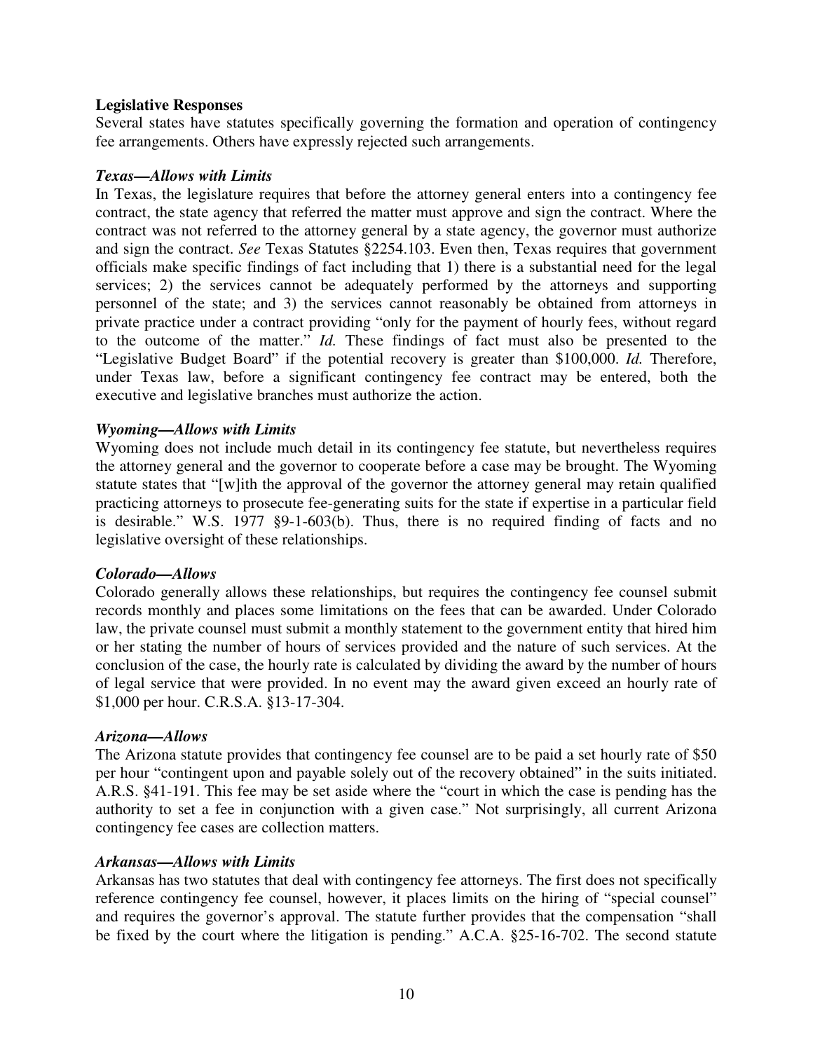**Legislative Responses**

Several states have statutes specifically governing the formation and operation of contingency fee arrangements. Others have expressly rejected such arrangements.

***Texas—Allows with Limits***

In Texas, the legislature requires that before the attorney general enters into a contingency fee contract, the state agency that referred the matter must approve and sign the contract. Where the contract was not referred to the attorney general by a state agency, the governor must authorize and sign the contract. *See* Texas Statutes §2254.103. Even then, Texas requires that government officials make specific findings of fact including that 1) there is a substantial need for the legal services; 2) the services cannot be adequately performed by the attorneys and supporting personnel of the state; and 3) the services cannot reasonably be obtained from attorneys in private practice under a contract providing "only for the payment of hourly fees, without regard to the outcome of the matter." *Id.* These findings of fact must also be presented to the "Legislative Budget Board" if the potential recovery is greater than $100,000. *Id.* Therefore, under Texas law, before a significant contingency fee contract may be entered, both the executive and legislative branches must authorize the action.

***Wyoming—Allows with Limits***

Wyoming does not include much detail in its contingency fee statute, but nevertheless requires the attorney general and the governor to cooperate before a case may be brought. The Wyoming statute states that "[w]ith the approval of the governor the attorney general may retain qualified practicing attorneys to prosecute fee-generating suits for the state if expertise in a particular field is desirable." W.S. 1977 §9-1-603(b). Thus, there is no required finding of facts and no legislative oversight of these relationships.

***Colorado—Allows***

Colorado generally allows these relationships, but requires the contingency fee counsel submit records monthly and places some limitations on the fees that can be awarded. Under Colorado law, the private counsel must submit a monthly statement to the government entity that hired him or her stating the number of hours of services provided and the nature of such services. At the conclusion of the case, the hourly rate is calculated by dividing the award by the number of hours of legal service that were provided. In no event may the award given exceed an hourly rate of $1,000 per hour. C.R.S.A. §13-17-304.

***Arizona—Allows***

The Arizona statute provides that contingency fee counsel are to be paid a set hourly rate of $50 per hour "contingent upon and payable solely out of the recovery obtained" in the suits initiated. A.R.S. §41-191. This fee may be set aside where the "court in which the case is pending has the authority to set a fee in conjunction with a given case." Not surprisingly, all current Arizona contingency fee cases are collection matters.

***Arkansas—Allows with Limits***

Arkansas has two statutes that deal with contingency fee attorneys. The first does not specifically reference contingency fee counsel, however, it places limits on the hiring of "special counsel" and requires the governor's approval. The statute further provides that the compensation "shall be fixed by the court where the litigation is pending." A.C.A. §25-16-702. The second statute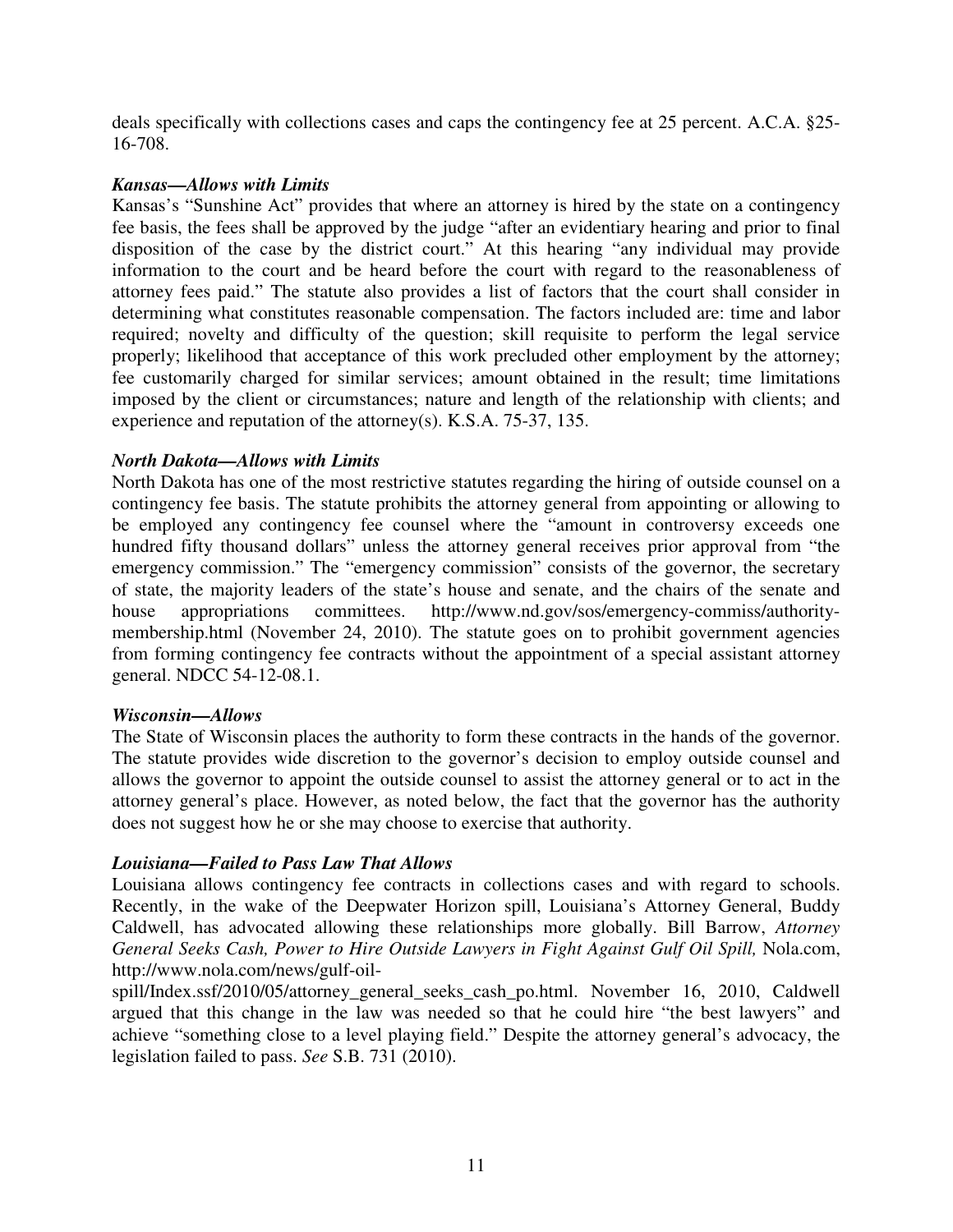deals specifically with collections cases and caps the contingency fee at 25 percent. A.C.A. §25-16-708.

***Kansas—Allows with Limits***

Kansas's "Sunshine Act" provides that where an attorney is hired by the state on a contingency fee basis, the fees shall be approved by the judge "after an evidentiary hearing and prior to final disposition of the case by the district court." At this hearing "any individual may provide information to the court and be heard before the court with regard to the reasonableness of attorney fees paid." The statute also provides a list of factors that the court shall consider in determining what constitutes reasonable compensation. The factors included are: time and labor required; novelty and difficulty of the question; skill requisite to perform the legal service properly; likelihood that acceptance of this work precluded other employment by the attorney; fee customarily charged for similar services; amount obtained in the result; time limitations imposed by the client or circumstances; nature and length of the relationship with clients; and experience and reputation of the attorney(s). K.S.A. 75-37, 135.

***North Dakota—Allows with Limits***

North Dakota has one of the most restrictive statutes regarding the hiring of outside counsel on a contingency fee basis. The statute prohibits the attorney general from appointing or allowing to be employed any contingency fee counsel where the "amount in controversy exceeds one hundred fifty thousand dollars" unless the attorney general receives prior approval from "the emergency commission." The "emergency commission" consists of the governor, the secretary of state, the majority leaders of the state's house and senate, and the chairs of the senate and house appropriations committees. http://www.nd.gov/sos/emergency-commiss/authority-membership.html (November 24, 2010). The statute goes on to prohibit government agencies from forming contingency fee contracts without the appointment of a special assistant attorney general. NDCC 54-12-08.1.

***Wisconsin—Allows***

The State of Wisconsin places the authority to form these contracts in the hands of the governor. The statute provides wide discretion to the governor's decision to employ outside counsel and allows the governor to appoint the outside counsel to assist the attorney general or to act in the attorney general's place. However, as noted below, the fact that the governor has the authority does not suggest how he or she may choose to exercise that authority.

***Louisiana—Failed to Pass Law That Allows***

Louisiana allows contingency fee contracts in collections cases and with regard to schools. Recently, in the wake of the Deepwater Horizon spill, Louisiana's Attorney General, Buddy Caldwell, has advocated allowing these relationships more globally. Bill Barrow, *Attorney General Seeks Cash, Power to Hire Outside Lawyers in Fight Against Gulf Oil Spill,* Nola.com, http://www.nola.com/news/gulf-oil-spill/Index.ssf/2010/05/attorney_general_seeks_cash_po.html. November 16, 2010, Caldwell argued that this change in the law was needed so that he could hire "the best lawyers" and achieve "something close to a level playing field." Despite the attorney general's advocacy, the legislation failed to pass. *See* S.B. 731 (2010).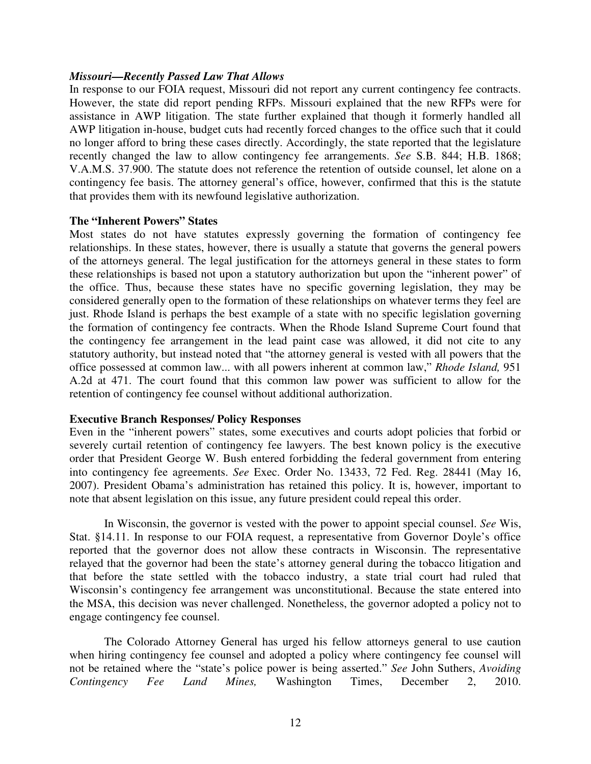***Missouri—Recently Passed Law That Allows***

In response to our FOIA request, Missouri did not report any current contingency fee contracts. However, the state did report pending RFPs. Missouri explained that the new RFPs were for assistance in AWP litigation. The state further explained that though it formerly handled all AWP litigation in-house, budget cuts had recently forced changes to the office such that it could no longer afford to bring these cases directly. Accordingly, the state reported that the legislature recently changed the law to allow contingency fee arrangements. *See* S.B. 844; H.B. 1868; V.A.M.S. 37.900. The statute does not reference the retention of outside counsel, let alone on a contingency fee basis. The attorney general's office, however, confirmed that this is the statute that provides them with its newfound legislative authorization.

**The "Inherent Powers" States**

Most states do not have statutes expressly governing the formation of contingency fee relationships. In these states, however, there is usually a statute that governs the general powers of the attorneys general. The legal justification for the attorneys general in these states to form these relationships is based not upon a statutory authorization but upon the "inherent power" of the office. Thus, because these states have no specific governing legislation, they may be considered generally open to the formation of these relationships on whatever terms they feel are just. Rhode Island is perhaps the best example of a state with no specific legislation governing the formation of contingency fee contracts. When the Rhode Island Supreme Court found that the contingency fee arrangement in the lead paint case was allowed, it did not cite to any statutory authority, but instead noted that "the attorney general is vested with all powers that the office possessed at common law... with all powers inherent at common law," *Rhode Island,* 951 A.2d at 471. The court found that this common law power was sufficient to allow for the retention of contingency fee counsel without additional authorization.

**Executive Branch Responses/ Policy Responses**

Even in the "inherent powers" states, some executives and courts adopt policies that forbid or severely curtail retention of contingency fee lawyers. The best known policy is the executive order that President George W. Bush entered forbidding the federal government from entering into contingency fee agreements. *See* Exec. Order No. 13433, 72 Fed. Reg. 28441 (May 16, 2007). President Obama's administration has retained this policy. It is, however, important to note that absent legislation on this issue, any future president could repeal this order.

In Wisconsin, the governor is vested with the power to appoint special counsel. *See* Wis, Stat. §14.11. In response to our FOIA request, a representative from Governor Doyle's office reported that the governor does not allow these contracts in Wisconsin. The representative relayed that the governor had been the state's attorney general during the tobacco litigation and that before the state settled with the tobacco industry, a state trial court had ruled that Wisconsin's contingency fee arrangement was unconstitutional. Because the state entered into the MSA, this decision was never challenged. Nonetheless, the governor adopted a policy not to engage contingency fee counsel.

The Colorado Attorney General has urged his fellow attorneys general to use caution when hiring contingency fee counsel and adopted a policy where contingency fee counsel will not be retained where the "state's police power is being asserted." *See* John Suthers, *Avoiding Contingency Fee Land Mines,* Washington Times, December 2, 2010.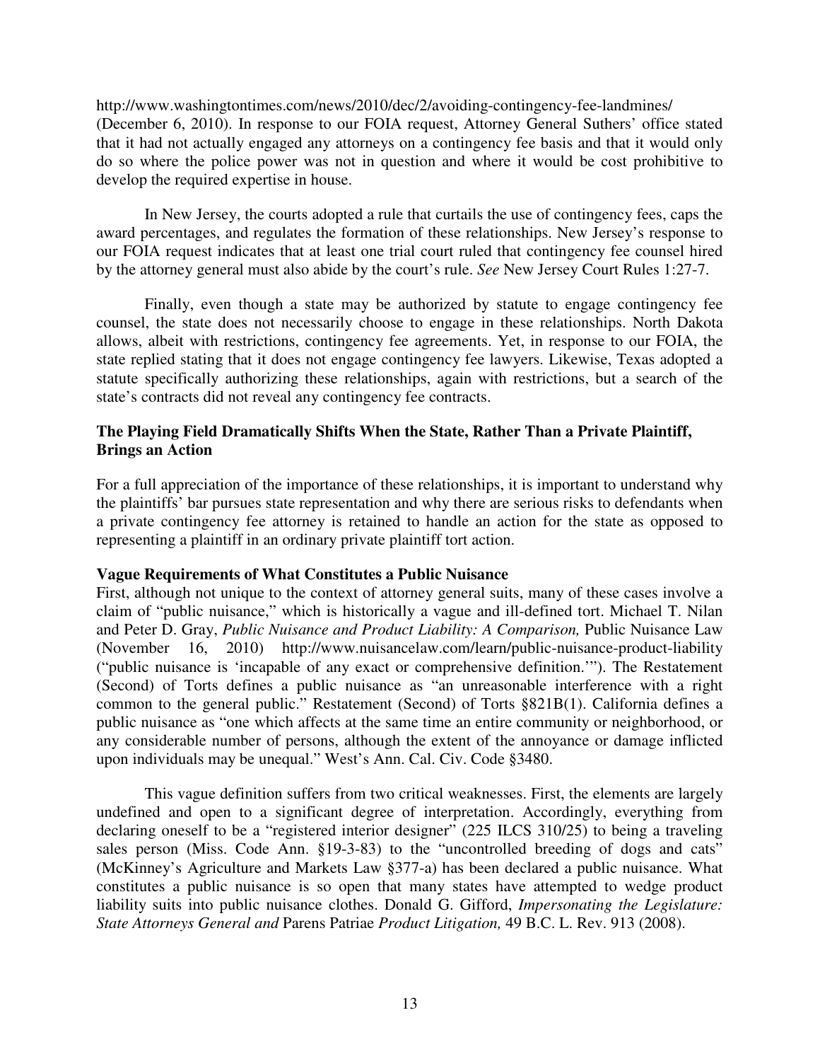http://www.washingtontimes.com/news/2010/dec/2/avoiding-contingency-fee-landmines/ (December 6, 2010). In response to our FOIA request, Attorney General Suthers' office stated that it had not actually engaged any attorneys on a contingency fee basis and that it would only do so where the police power was not in question and where it would be cost prohibitive to develop the required expertise in house.

In New Jersey, the courts adopted a rule that curtails the use of contingency fees, caps the award percentages, and regulates the formation of these relationships. New Jersey's response to our FOIA request indicates that at least one trial court ruled that contingency fee counsel hired by the attorney general must also abide by the court's rule. *See* New Jersey Court Rules 1:27-7.

Finally, even though a state may be authorized by statute to engage contingency fee counsel, the state does not necessarily choose to engage in these relationships. North Dakota allows, albeit with restrictions, contingency fee agreements. Yet, in response to our FOIA, the state replied stating that it does not engage contingency fee lawyers. Likewise, Texas adopted a statute specifically authorizing these relationships, again with restrictions, but a search of the state's contracts did not reveal any contingency fee contracts.

**The Playing Field Dramatically Shifts When the State, Rather Than a Private Plaintiff, Brings an Action**

For a full appreciation of the importance of these relationships, it is important to understand why the plaintiffs' bar pursues state representation and why there are serious risks to defendants when a private contingency fee attorney is retained to handle an action for the state as opposed to representing a plaintiff in an ordinary private plaintiff tort action.

**Vague Requirements of What Constitutes a Public Nuisance**

First, although not unique to the context of attorney general suits, many of these cases involve a claim of "public nuisance," which is historically a vague and ill-defined tort. Michael T. Nilan and Peter D. Gray, *Public Nuisance and Product Liability: A Comparison,* Public Nuisance Law (November 16, 2010) http://www.nuisancelaw.com/learn/public-nuisance-product-liability ("public nuisance is 'incapable of any exact or comprehensive definition.'"). The Restatement (Second) of Torts defines a public nuisance as "an unreasonable interference with a right common to the general public." Restatement (Second) of Torts §821B(1). California defines a public nuisance as "one which affects at the same time an entire community or neighborhood, or any considerable number of persons, although the extent of the annoyance or damage inflicted upon individuals may be unequal." West's Ann. Cal. Civ. Code §3480.

This vague definition suffers from two critical weaknesses. First, the elements are largely undefined and open to a significant degree of interpretation. Accordingly, everything from declaring oneself to be a "registered interior designer" (225 ILCS 310/25) to being a traveling sales person (Miss. Code Ann. §19-3-83) to the "uncontrolled breeding of dogs and cats" (McKinney's Agriculture and Markets Law §377-a) has been declared a public nuisance. What constitutes a public nuisance is so open that many states have attempted to wedge product liability suits into public nuisance clothes. Donald G. Gifford, *Impersonating the Legislature: State Attorneys General and* Parens Patriae *Product Litigation,* 49 B.C. L. Rev. 913 (2008).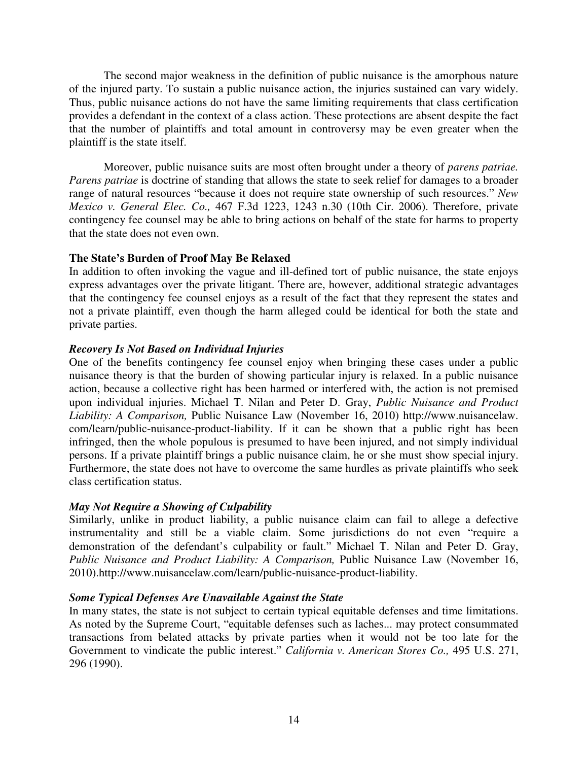The second major weakness in the definition of public nuisance is the amorphous nature of the injured party. To sustain a public nuisance action, the injuries sustained can vary widely. Thus, public nuisance actions do not have the same limiting requirements that class certification provides a defendant in the context of a class action. These protections are absent despite the fact that the number of plaintiffs and total amount in controversy may be even greater when the plaintiff is the state itself.

Moreover, public nuisance suits are most often brought under a theory of *parens patriae. Parens patriae* is doctrine of standing that allows the state to seek relief for damages to a broader range of natural resources "because it does not require state ownership of such resources." *New Mexico v. General Elec. Co.,* 467 F.3d 1223, 1243 n.30 (10th Cir. 2006). Therefore, private contingency fee counsel may be able to bring actions on behalf of the state for harms to property that the state does not even own.

**The State's Burden of Proof May Be Relaxed**

In addition to often invoking the vague and ill-defined tort of public nuisance, the state enjoys express advantages over the private litigant. There are, however, additional strategic advantages that the contingency fee counsel enjoys as a result of the fact that they represent the states and not a private plaintiff, even though the harm alleged could be identical for both the state and private parties.

***Recovery Is Not Based on Individual Injuries***

One of the benefits contingency fee counsel enjoy when bringing these cases under a public nuisance theory is that the burden of showing particular injury is relaxed. In a public nuisance action, because a collective right has been harmed or interfered with, the action is not premised upon individual injuries. Michael T. Nilan and Peter D. Gray, *Public Nuisance and Product Liability: A Comparison,* Public Nuisance Law (November 16, 2010) http://www.nuisancelaw.com/learn/public-nuisance-product-liability. If it can be shown that a public right has been infringed, then the whole populous is presumed to have been injured, and not simply individual persons. If a private plaintiff brings a public nuisance claim, he or she must show special injury. Furthermore, the state does not have to overcome the same hurdles as private plaintiffs who seek class certification status.

***May Not Require a Showing of Culpability***

Similarly, unlike in product liability, a public nuisance claim can fail to allege a defective instrumentality and still be a viable claim. Some jurisdictions do not even "require a demonstration of the defendant's culpability or fault." Michael T. Nilan and Peter D. Gray, *Public Nuisance and Product Liability: A Comparison,* Public Nuisance Law (November 16, 2010).http://www.nuisancelaw.com/learn/public-nuisance-product-liability.

***Some Typical Defenses Are Unavailable Against the State***

In many states, the state is not subject to certain typical equitable defenses and time limitations. As noted by the Supreme Court, "equitable defenses such as laches... may protect consummated transactions from belated attacks by private parties when it would not be too late for the Government to vindicate the public interest." *California v. American Stores Co.,* 495 U.S. 271, 296 (1990).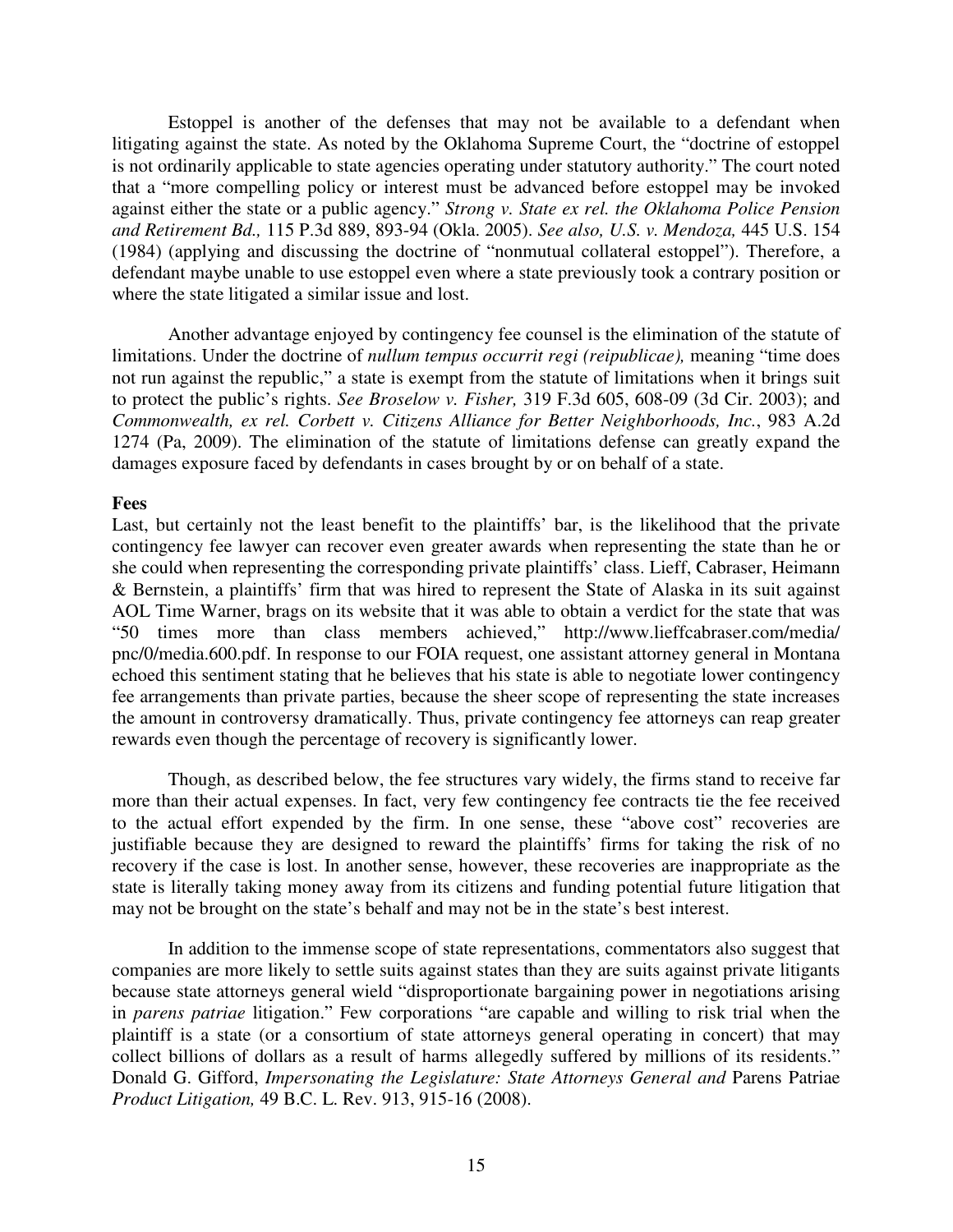Estoppel is another of the defenses that may not be available to a defendant when litigating against the state. As noted by the Oklahoma Supreme Court, the "doctrine of estoppel is not ordinarily applicable to state agencies operating under statutory authority." The court noted that a "more compelling policy or interest must be advanced before estoppel may be invoked against either the state or a public agency." *Strong v. State ex rel. the Oklahoma Police Pension and Retirement Bd.,* 115 P.3d 889, 893-94 (Okla. 2005). *See also, U.S. v. Mendoza,* 445 U.S. 154 (1984) (applying and discussing the doctrine of "nonmutual collateral estoppel"). Therefore, a defendant maybe unable to use estoppel even where a state previously took a contrary position or where the state litigated a similar issue and lost.

Another advantage enjoyed by contingency fee counsel is the elimination of the statute of limitations. Under the doctrine of *nullum tempus occurrit regi (reipublicae),* meaning "time does not run against the republic," a state is exempt from the statute of limitations when it brings suit to protect the public's rights. *See Broselow v. Fisher,* 319 F.3d 605, 608-09 (3d Cir. 2003); and *Commonwealth, ex rel. Corbett v. Citizens Alliance for Better Neighborhoods, Inc.*, 983 A.2d 1274 (Pa, 2009). The elimination of the statute of limitations defense can greatly expand the damages exposure faced by defendants in cases brought by or on behalf of a state.

**Fees**

Last, but certainly not the least benefit to the plaintiffs' bar, is the likelihood that the private contingency fee lawyer can recover even greater awards when representing the state than he or she could when representing the corresponding private plaintiffs' class. Lieff, Cabraser, Heimann & Bernstein, a plaintiffs' firm that was hired to represent the State of Alaska in its suit against AOL Time Warner, brags on its website that it was able to obtain a verdict for the state that was "50 times more than class members achieved," http://www.lieffcabraser.com/media/pnc/0/media.600.pdf. In response to our FOIA request, one assistant attorney general in Montana echoed this sentiment stating that he believes that his state is able to negotiate lower contingency fee arrangements than private parties, because the sheer scope of representing the state increases the amount in controversy dramatically. Thus, private contingency fee attorneys can reap greater rewards even though the percentage of recovery is significantly lower.

Though, as described below, the fee structures vary widely, the firms stand to receive far more than their actual expenses. In fact, very few contingency fee contracts tie the fee received to the actual effort expended by the firm. In one sense, these "above cost" recoveries are justifiable because they are designed to reward the plaintiffs' firms for taking the risk of no recovery if the case is lost. In another sense, however, these recoveries are inappropriate as the state is literally taking money away from its citizens and funding potential future litigation that may not be brought on the state's behalf and may not be in the state's best interest.

In addition to the immense scope of state representations, commentators also suggest that companies are more likely to settle suits against states than they are suits against private litigants because state attorneys general wield "disproportionate bargaining power in negotiations arising in *parens patriae* litigation." Few corporations "are capable and willing to risk trial when the plaintiff is a state (or a consortium of state attorneys general operating in concert) that may collect billions of dollars as a result of harms allegedly suffered by millions of its residents." Donald G. Gifford, *Impersonating the Legislature: State Attorneys General and* Parens Patriae *Product Litigation,* 49 B.C. L. Rev. 913, 915-16 (2008).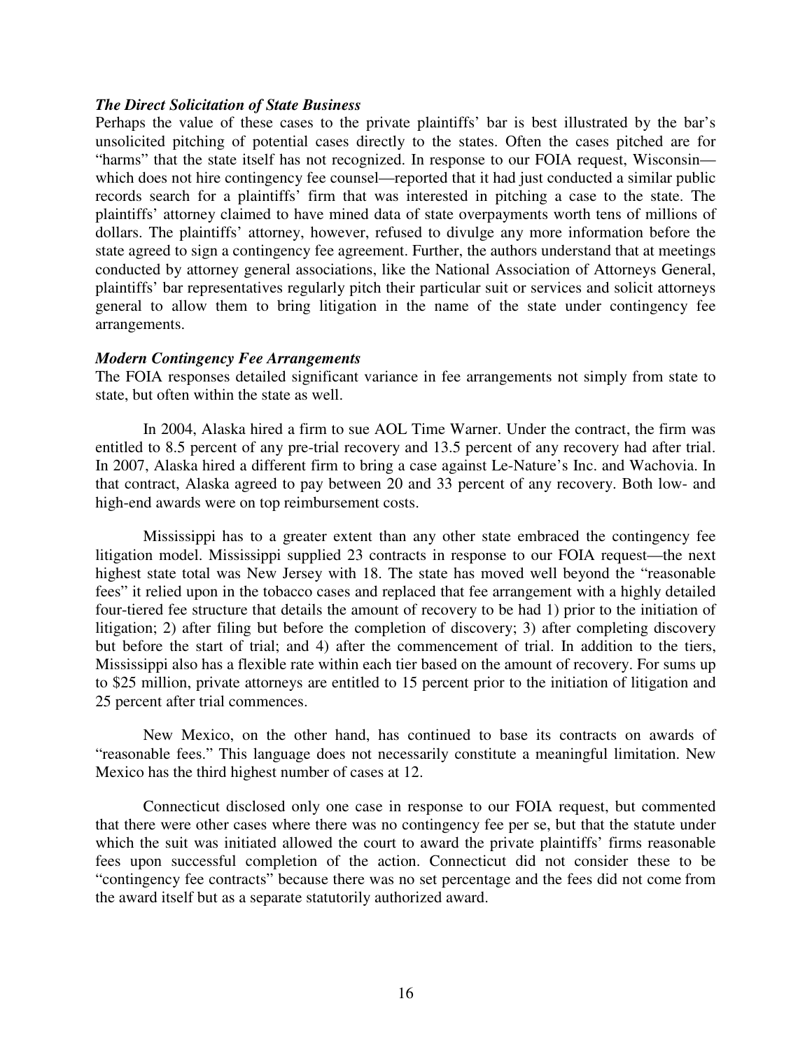***The Direct Solicitation of State Business***

Perhaps the value of these cases to the private plaintiffs' bar is best illustrated by the bar's unsolicited pitching of potential cases directly to the states. Often the cases pitched are for "harms" that the state itself has not recognized. In response to our FOIA request, Wisconsin—which does not hire contingency fee counsel—reported that it had just conducted a similar public records search for a plaintiffs' firm that was interested in pitching a case to the state. The plaintiffs' attorney claimed to have mined data of state overpayments worth tens of millions of dollars. The plaintiffs' attorney, however, refused to divulge any more information before the state agreed to sign a contingency fee agreement. Further, the authors understand that at meetings conducted by attorney general associations, like the National Association of Attorneys General, plaintiffs' bar representatives regularly pitch their particular suit or services and solicit attorneys general to allow them to bring litigation in the name of the state under contingency fee arrangements.

***Modern Contingency Fee Arrangements***

The FOIA responses detailed significant variance in fee arrangements not simply from state to state, but often within the state as well.

In 2004, Alaska hired a firm to sue AOL Time Warner. Under the contract, the firm was entitled to 8.5 percent of any pre-trial recovery and 13.5 percent of any recovery had after trial. In 2007, Alaska hired a different firm to bring a case against Le-Nature's Inc. and Wachovia. In that contract, Alaska agreed to pay between 20 and 33 percent of any recovery. Both low- and high-end awards were on top reimbursement costs.

Mississippi has to a greater extent than any other state embraced the contingency fee litigation model. Mississippi supplied 23 contracts in response to our FOIA request—the next highest state total was New Jersey with 18. The state has moved well beyond the "reasonable fees" it relied upon in the tobacco cases and replaced that fee arrangement with a highly detailed four-tiered fee structure that details the amount of recovery to be had 1) prior to the initiation of litigation; 2) after filing but before the completion of discovery; 3) after completing discovery but before the start of trial; and 4) after the commencement of trial. In addition to the tiers, Mississippi also has a flexible rate within each tier based on the amount of recovery. For sums up to \$25 million, private attorneys are entitled to 15 percent prior to the initiation of litigation and 25 percent after trial commences.

New Mexico, on the other hand, has continued to base its contracts on awards of "reasonable fees." This language does not necessarily constitute a meaningful limitation. New Mexico has the third highest number of cases at 12.

Connecticut disclosed only one case in response to our FOIA request, but commented that there were other cases where there was no contingency fee per se, but that the statute under which the suit was initiated allowed the court to award the private plaintiffs' firms reasonable fees upon successful completion of the action. Connecticut did not consider these to be "contingency fee contracts" because there was no set percentage and the fees did not come from the award itself but as a separate statutorily authorized award.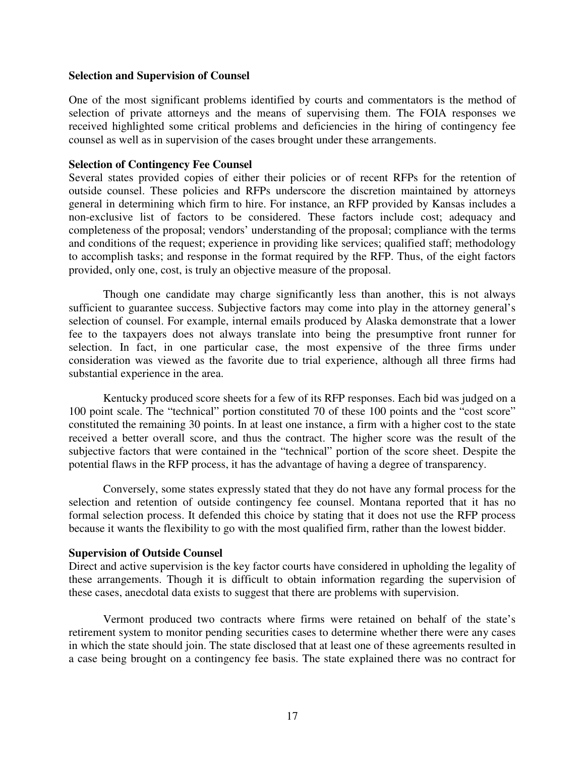### Selection and Supervision of Counsel

One of the most significant problems identified by courts and commentators is the method of selection of private attorneys and the means of supervising them. The FOIA responses we received highlighted some critical problems and deficiencies in the hiring of contingency fee counsel as well as in supervision of the cases brought under these arrangements.

### Selection of Contingency Fee Counsel

Several states provided copies of either their policies or of recent RFPs for the retention of outside counsel. These policies and RFPs underscore the discretion maintained by attorneys general in determining which firm to hire. For instance, an RFP provided by Kansas includes a non-exclusive list of factors to be considered. These factors include cost; adequacy and completeness of the proposal; vendors' understanding of the proposal; compliance with the terms and conditions of the request; experience in providing like services; qualified staff; methodology to accomplish tasks; and response in the format required by the RFP. Thus, of the eight factors provided, only one, cost, is truly an objective measure of the proposal.

Though one candidate may charge significantly less than another, this is not always sufficient to guarantee success. Subjective factors may come into play in the attorney general's selection of counsel. For example, internal emails produced by Alaska demonstrate that a lower fee to the taxpayers does not always translate into being the presumptive front runner for selection. In fact, in one particular case, the most expensive of the three firms under consideration was viewed as the favorite due to trial experience, although all three firms had substantial experience in the area.

Kentucky produced score sheets for a few of its RFP responses. Each bid was judged on a 100 point scale. The "technical" portion constituted 70 of these 100 points and the "cost score" constituted the remaining 30 points. In at least one instance, a firm with a higher cost to the state received a better overall score, and thus the contract. The higher score was the result of the subjective factors that were contained in the "technical" portion of the score sheet. Despite the potential flaws in the RFP process, it has the advantage of having a degree of transparency.

Conversely, some states expressly stated that they do not have any formal process for the selection and retention of outside contingency fee counsel. Montana reported that it has no formal selection process. It defended this choice by stating that it does not use the RFP process because it wants the flexibility to go with the most qualified firm, rather than the lowest bidder.

### Supervision of Outside Counsel

Direct and active supervision is the key factor courts have considered in upholding the legality of these arrangements. Though it is difficult to obtain information regarding the supervision of these cases, anecdotal data exists to suggest that there are problems with supervision.

Vermont produced two contracts where firms were retained on behalf of the state's retirement system to monitor pending securities cases to determine whether there were any cases in which the state should join. The state disclosed that at least one of these agreements resulted in a case being brought on a contingency fee basis. The state explained there was no contract for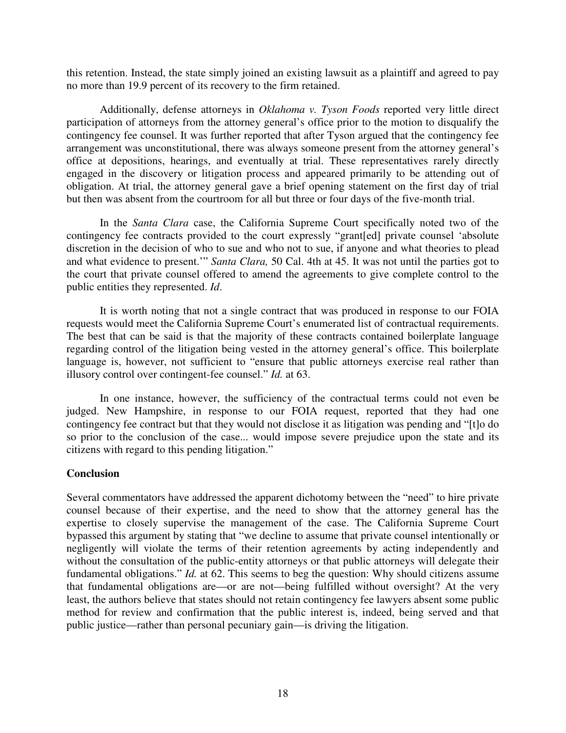this retention. Instead, the state simply joined an existing lawsuit as a plaintiff and agreed to pay no more than 19.9 percent of its recovery to the firm retained.

Additionally, defense attorneys in *Oklahoma v. Tyson Foods* reported very little direct participation of attorneys from the attorney general's office prior to the motion to disqualify the contingency fee counsel. It was further reported that after Tyson argued that the contingency fee arrangement was unconstitutional, there was always someone present from the attorney general's office at depositions, hearings, and eventually at trial. These representatives rarely directly engaged in the discovery or litigation process and appeared primarily to be attending out of obligation. At trial, the attorney general gave a brief opening statement on the first day of trial but then was absent from the courtroom for all but three or four days of the five-month trial.

In the *Santa Clara* case, the California Supreme Court specifically noted two of the contingency fee contracts provided to the court expressly "grant[ed] private counsel 'absolute discretion in the decision of who to sue and who not to sue, if anyone and what theories to plead and what evidence to present.'" *Santa Clara,* 50 Cal. 4th at 45. It was not until the parties got to the court that private counsel offered to amend the agreements to give complete control to the public entities they represented. *Id*.

It is worth noting that not a single contract that was produced in response to our FOIA requests would meet the California Supreme Court's enumerated list of contractual requirements. The best that can be said is that the majority of these contracts contained boilerplate language regarding control of the litigation being vested in the attorney general's office. This boilerplate language is, however, not sufficient to "ensure that public attorneys exercise real rather than illusory control over contingent-fee counsel." *Id.* at 63.

In one instance, however, the sufficiency of the contractual terms could not even be judged. New Hampshire, in response to our FOIA request, reported that they had one contingency fee contract but that they would not disclose it as litigation was pending and "[t]o do so prior to the conclusion of the case... would impose severe prejudice upon the state and its citizens with regard to this pending litigation."

**Conclusion**

Several commentators have addressed the apparent dichotomy between the "need" to hire private counsel because of their expertise, and the need to show that the attorney general has the expertise to closely supervise the management of the case. The California Supreme Court bypassed this argument by stating that "we decline to assume that private counsel intentionally or negligently will violate the terms of their retention agreements by acting independently and without the consultation of the public-entity attorneys or that public attorneys will delegate their fundamental obligations." *Id.* at 62. This seems to beg the question: Why should citizens assume that fundamental obligations are—or are not—being fulfilled without oversight? At the very least, the authors believe that states should not retain contingency fee lawyers absent some public method for review and confirmation that the public interest is, indeed, being served and that public justice—rather than personal pecuniary gain—is driving the litigation.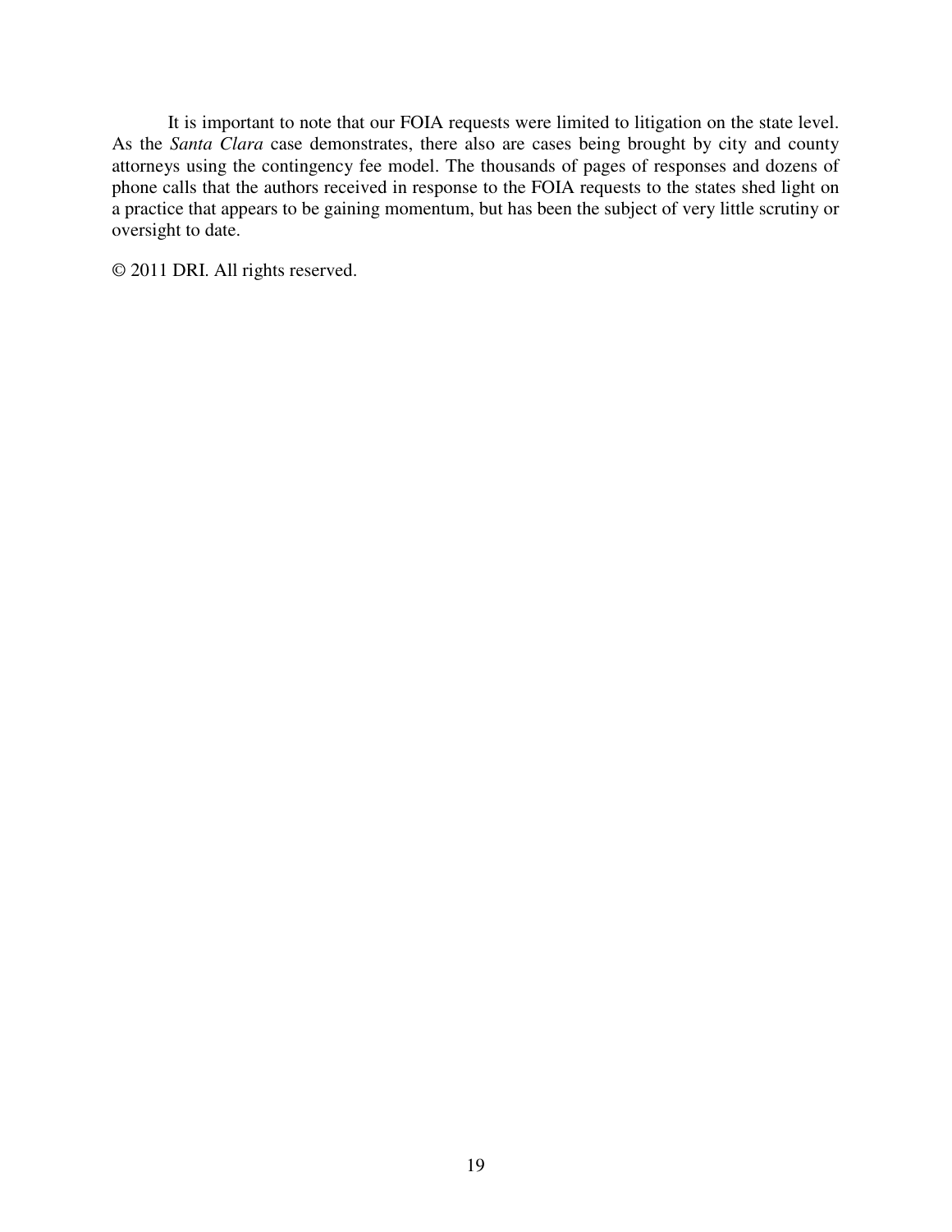It is important to note that our FOIA requests were limited to litigation on the state level. As the *Santa Clara* case demonstrates, there also are cases being brought by city and county attorneys using the contingency fee model. The thousands of pages of responses and dozens of phone calls that the authors received in response to the FOIA requests to the states shed light on a practice that appears to be gaining momentum, but has been the subject of very little scrutiny or oversight to date.

© 2011 DRI. All rights reserved.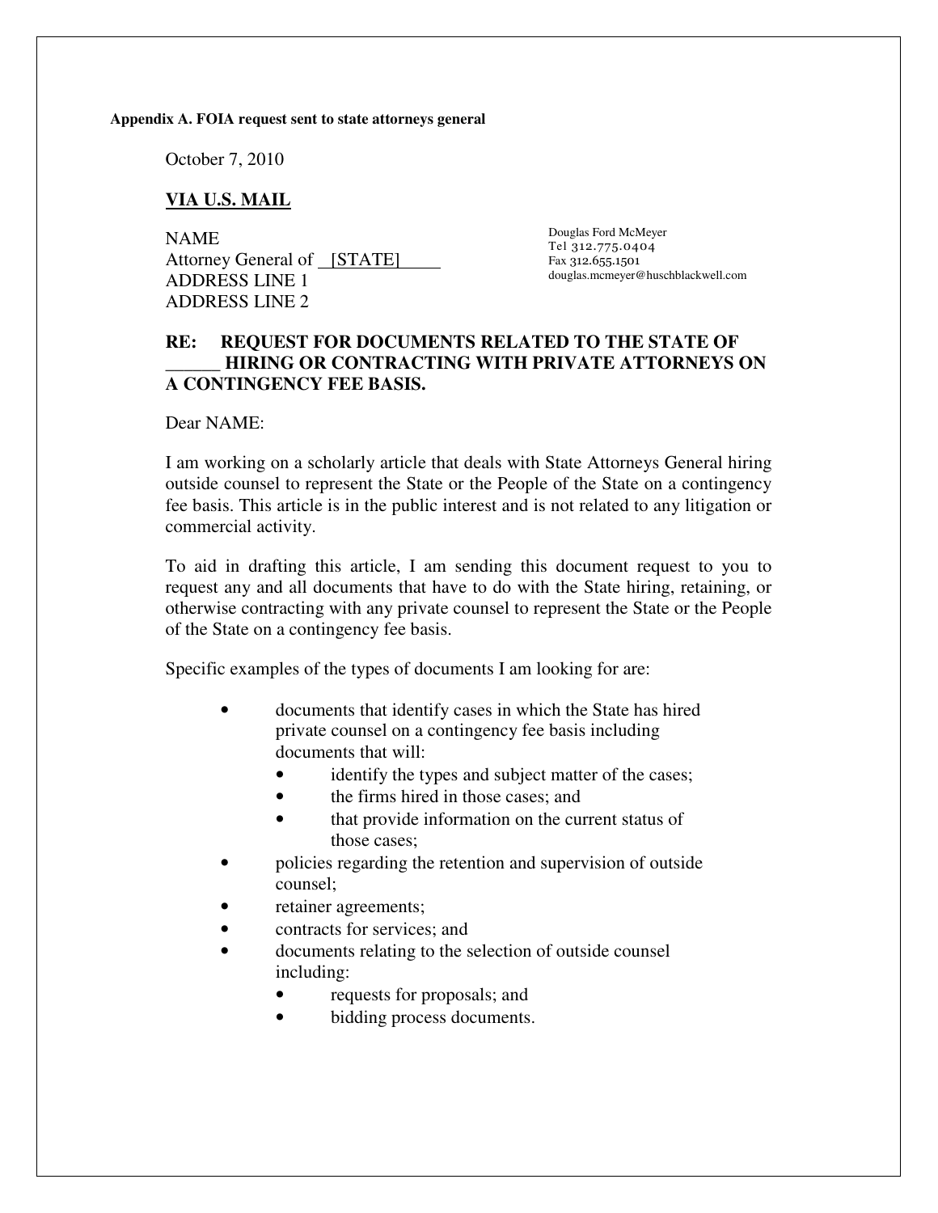**Appendix A. FOIA request sent to state attorneys general**

October 7, 2010

**VIA U.S. MAIL**

NAME
Attorney General of [STATE]
ADDRESS LINE 1
ADDRESS LINE 2

Douglas Ford McMeyer
Tel 312.775.0404
Fax 312.655.1501
douglas.mcmeyer@huschblackwell.com

**RE: REQUEST FOR DOCUMENTS RELATED TO THE STATE OF ______ HIRING OR CONTRACTING WITH PRIVATE ATTORNEYS ON A CONTINGENCY FEE BASIS.**

Dear NAME:

I am working on a scholarly article that deals with State Attorneys General hiring outside counsel to represent the State or the People of the State on a contingency fee basis. This article is in the public interest and is not related to any litigation or commercial activity.

To aid in drafting this article, I am sending this document request to you to request any and all documents that have to do with the State hiring, retaining, or otherwise contracting with any private counsel to represent the State or the People of the State on a contingency fee basis.

Specific examples of the types of documents I am looking for are:

- documents that identify cases in which the State has hired private counsel on a contingency fee basis including documents that will:
  - identify the types and subject matter of the cases;
  - the firms hired in those cases; and
  - that provide information on the current status of those cases;
- policies regarding the retention and supervision of outside counsel;
- retainer agreements;
- contracts for services; and
- documents relating to the selection of outside counsel including:
  - requests for proposals; and
  - bidding process documents.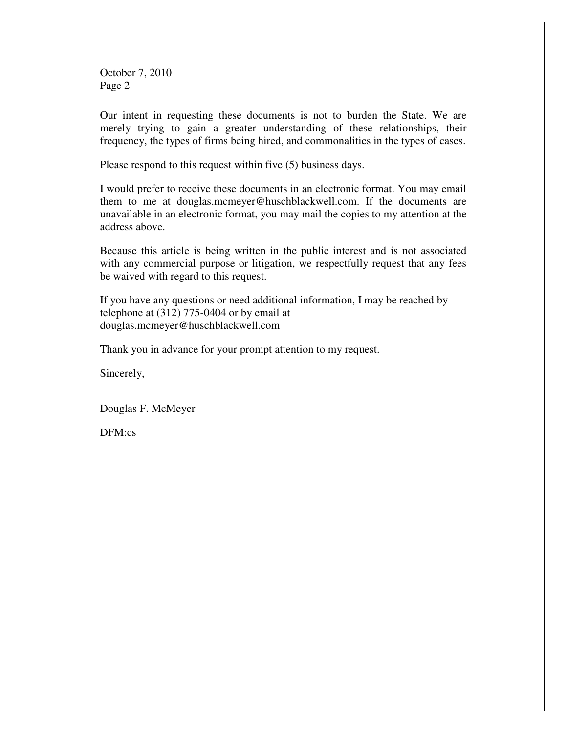October 7, 2010
Page 2

Our intent in requesting these documents is not to burden the State. We are merely trying to gain a greater understanding of these relationships, their frequency, the types of firms being hired, and commonalities in the types of cases.

Please respond to this request within five (5) business days.

I would prefer to receive these documents in an electronic format. You may email them to me at douglas.mcmeyer@huschblackwell.com. If the documents are unavailable in an electronic format, you may mail the copies to my attention at the address above.

Because this article is being written in the public interest and is not associated with any commercial purpose or litigation, we respectfully request that any fees be waived with regard to this request.

If you have any questions or need additional information, I may be reached by telephone at (312) 775-0404 or by email at douglas.mcmeyer@huschblackwell.com

Thank you in advance for your prompt attention to my request.

Sincerely,

Douglas F. McMeyer

DFM:cs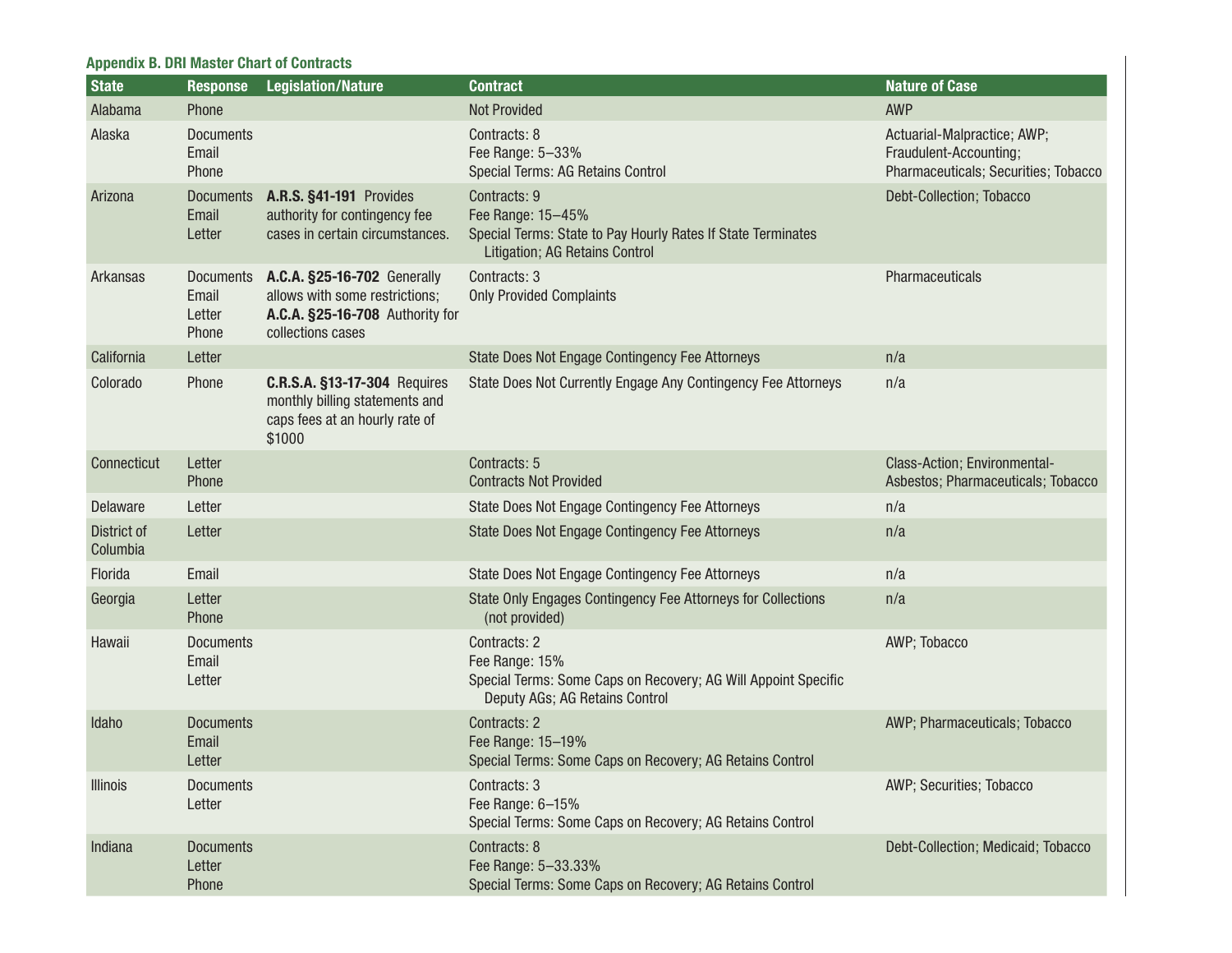### Appendix B. DRI Master Chart of Contracts

| State | Response | Legislation/Nature | Contract | Nature of Case |
|---|---|---|---|---|
| Alabama | Phone | | Not Provided | AWP |
| Alaska | Documents<br>Email<br>Phone | | Contracts: 8<br>Fee Range: 5–33%<br>Special Terms: AG Retains Control | Actuarial-Malpractice; AWP; Fraudulent-Accounting; Pharmaceuticals; Securities; Tobacco |
| Arizona | Documents<br>Email<br>Letter | **A.R.S. §41-191** Provides authority for contingency fee cases in certain circumstances. | Contracts: 9<br>Fee Range: 15–45%<br>Special Terms: State to Pay Hourly Rates If State Terminates Litigation; AG Retains Control | Debt-Collection; Tobacco |
| Arkansas | Documents<br>Email<br>Letter<br>Phone | **A.C.A. §25-16-702** Generally allows with some restrictions; **A.C.A. §25-16-708** Authority for collections cases | Contracts: 3<br>Only Provided Complaints | Pharmaceuticals |
| California | Letter | | State Does Not Engage Contingency Fee Attorneys | n/a |
| Colorado | Phone | **C.R.S.A. §13-17-304** Requires monthly billing statements and caps fees at an hourly rate of $1000 | State Does Not Currently Engage Any Contingency Fee Attorneys | n/a |
| Connecticut | Letter<br>Phone | | Contracts: 5<br>Contracts Not Provided | Class-Action; Environmental-Asbestos; Pharmaceuticals; Tobacco |
| Delaware | Letter | | State Does Not Engage Contingency Fee Attorneys | n/a |
| District of Columbia | Letter | | State Does Not Engage Contingency Fee Attorneys | n/a |
| Florida | Email | | State Does Not Engage Contingency Fee Attorneys | n/a |
| Georgia | Letter<br>Phone | | State Only Engages Contingency Fee Attorneys for Collections (not provided) | n/a |
| Hawaii | Documents<br>Email<br>Letter | | Contracts: 2<br>Fee Range: 15%<br>Special Terms: Some Caps on Recovery; AG Will Appoint Specific Deputy AGs; AG Retains Control | AWP; Tobacco |
| Idaho | Documents<br>Email<br>Letter | | Contracts: 2<br>Fee Range: 15–19%<br>Special Terms: Some Caps on Recovery; AG Retains Control | AWP; Pharmaceuticals; Tobacco |
| Illinois | Documents<br>Letter | | Contracts: 3<br>Fee Range: 6–15%<br>Special Terms: Some Caps on Recovery; AG Retains Control | AWP; Securities; Tobacco |
| Indiana | Documents<br>Letter<br>Phone | | Contracts: 8<br>Fee Range: 5–33.33%<br>Special Terms: Some Caps on Recovery; AG Retains Control | Debt-Collection; Medicaid; Tobacco |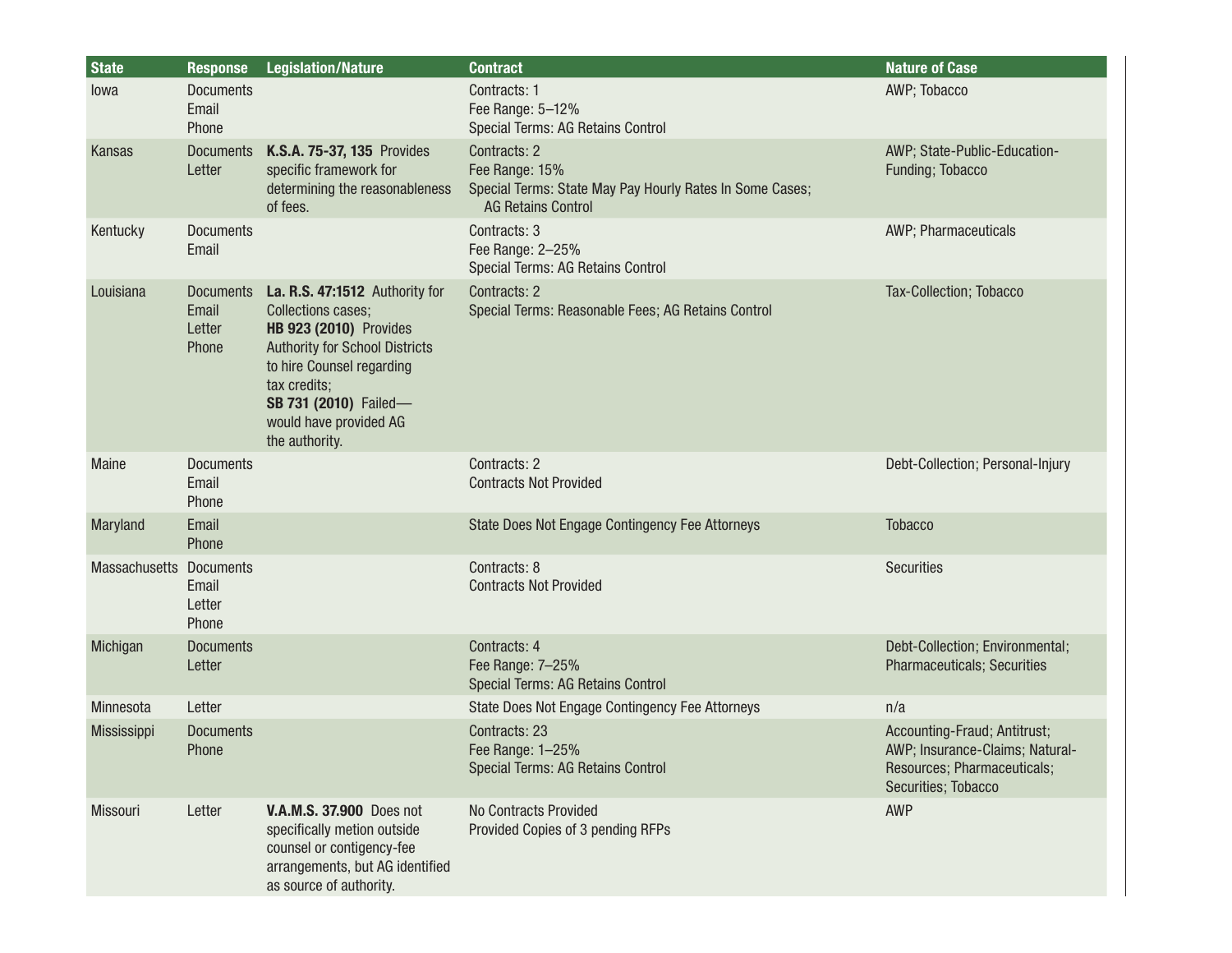| State | Response | Legislation/Nature | Contract | Nature of Case |
|---|---|---|---|---|
| Iowa | Documents<br>Email<br>Phone | | Contracts: 1<br>Fee Range: 5–12%<br>Special Terms: AG Retains Control | AWP; Tobacco |
| Kansas | Documents<br>Letter | **K.S.A. 75-37, 135** Provides specific framework for determining the reasonableness of fees. | Contracts: 2<br>Fee Range: 15%<br>Special Terms: State May Pay Hourly Rates In Some Cases; AG Retains Control | AWP; State-Public-Education-Funding; Tobacco |
| Kentucky | Documents<br>Email | | Contracts: 3<br>Fee Range: 2–25%<br>Special Terms: AG Retains Control | AWP; Pharmaceuticals |
| Louisiana | Documents<br>Email<br>Letter<br>Phone | **La. R.S. 47:1512** Authority for Collections cases;<br>**HB 923 (2010)** Provides Authority for School Districts to hire Counsel regarding tax credits;<br>**SB 731 (2010)** Failed—would have provided AG the authority. | Contracts: 2<br>Special Terms: Reasonable Fees; AG Retains Control | Tax-Collection; Tobacco |
| Maine | Documents<br>Email<br>Phone | | Contracts: 2<br>Contracts Not Provided | Debt-Collection; Personal-Injury |
| Maryland | Email<br>Phone | | State Does Not Engage Contingency Fee Attorneys | Tobacco |
| Massachusetts | Documents<br>Email<br>Letter<br>Phone | | Contracts: 8<br>Contracts Not Provided | Securities |
| Michigan | Documents<br>Letter | | Contracts: 4<br>Fee Range: 7–25%<br>Special Terms: AG Retains Control | Debt-Collection; Environmental; Pharmaceuticals; Securities |
| Minnesota | Letter | | State Does Not Engage Contingency Fee Attorneys | n/a |
| Mississippi | Documents<br>Phone | | Contracts: 23<br>Fee Range: 1–25%<br>Special Terms: AG Retains Control | Accounting-Fraud; Antitrust; AWP; Insurance-Claims; Natural-Resources; Pharmaceuticals; Securities; Tobacco |
| Missouri | Letter | **V.A.M.S. 37.900** Does not specifically metion outside counsel or contigency-fee arrangements, but AG identified as source of authority. | No Contracts Provided<br>Provided Copies of 3 pending RFPs | AWP |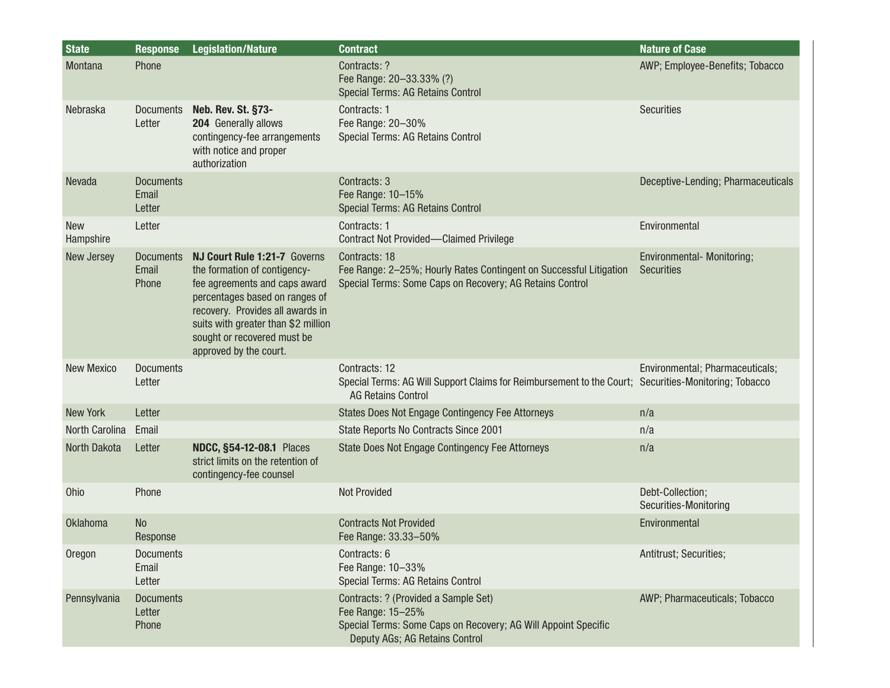| State | Response | Legislation/Nature | Contract | Nature of Case |
| --- | --- | --- | --- | --- |
| Montana | Phone | | Contracts: ?<br>Fee Range: 20–33.33% (?)<br>Special Terms: AG Retains Control | AWP; Employee-Benefits; Tobacco |
| Nebraska | Documents<br>Letter | **Neb. Rev. St. §73-204** Generally allows contingency-fee arrangements with notice and proper authorization | Contracts: 1<br>Fee Range: 20–30%<br>Special Terms: AG Retains Control | Securities |
| Nevada | Documents<br>Email<br>Letter | | Contracts: 3<br>Fee Range: 10–15%<br>Special Terms: AG Retains Control | Deceptive-Lending; Pharmaceuticals |
| New Hampshire | Letter | | Contracts: 1<br>Contract Not Provided—Claimed Privilege | Environmental |
| New Jersey | Documents<br>Email<br>Phone | **NJ Court Rule 1:21-7** Governs the formation of contigency-fee agreements and caps award percentages based on ranges of recovery. Provides all awards in suits with greater than $2 million sought or recovered must be approved by the court. | Contracts: 18<br>Fee Range: 2–25%; Hourly Rates Contingent on Successful Litigation<br>Special Terms: Some Caps on Recovery; AG Retains Control | Environmental- Monitoring; Securities |
| New Mexico | Documents<br>Letter | | Contracts: 12<br>Special Terms: AG Will Support Claims for Reimbursement to the Court; AG Retains Control | Environmental; Pharmaceuticals; Securities-Monitoring; Tobacco |
| New York | Letter | | States Does Not Engage Contingency Fee Attorneys | n/a |
| North Carolina | Email | | State Reports No Contracts Since 2001 | n/a |
| North Dakota | Letter | **NDCC, §54-12-08.1** Places strict limits on the retention of contingency-fee counsel | State Does Not Engage Contingency Fee Attorneys | n/a |
| Ohio | Phone | | Not Provided | Debt-Collection; Securities-Monitoring |
| Oklahoma | No Response | | Contracts Not Provided<br>Fee Range: 33.33–50% | Environmental |
| Oregon | Documents<br>Email<br>Letter | | Contracts: 6<br>Fee Range: 10–33%<br>Special Terms: AG Retains Control | Antitrust; Securities; |
| Pennsylvania | Documents<br>Letter<br>Phone | | Contracts: ? (Provided a Sample Set)<br>Fee Range: 15–25%<br>Special Terms: Some Caps on Recovery; AG Will Appoint Specific Deputy AGs; AG Retains Control | AWP; Pharmaceuticals; Tobacco |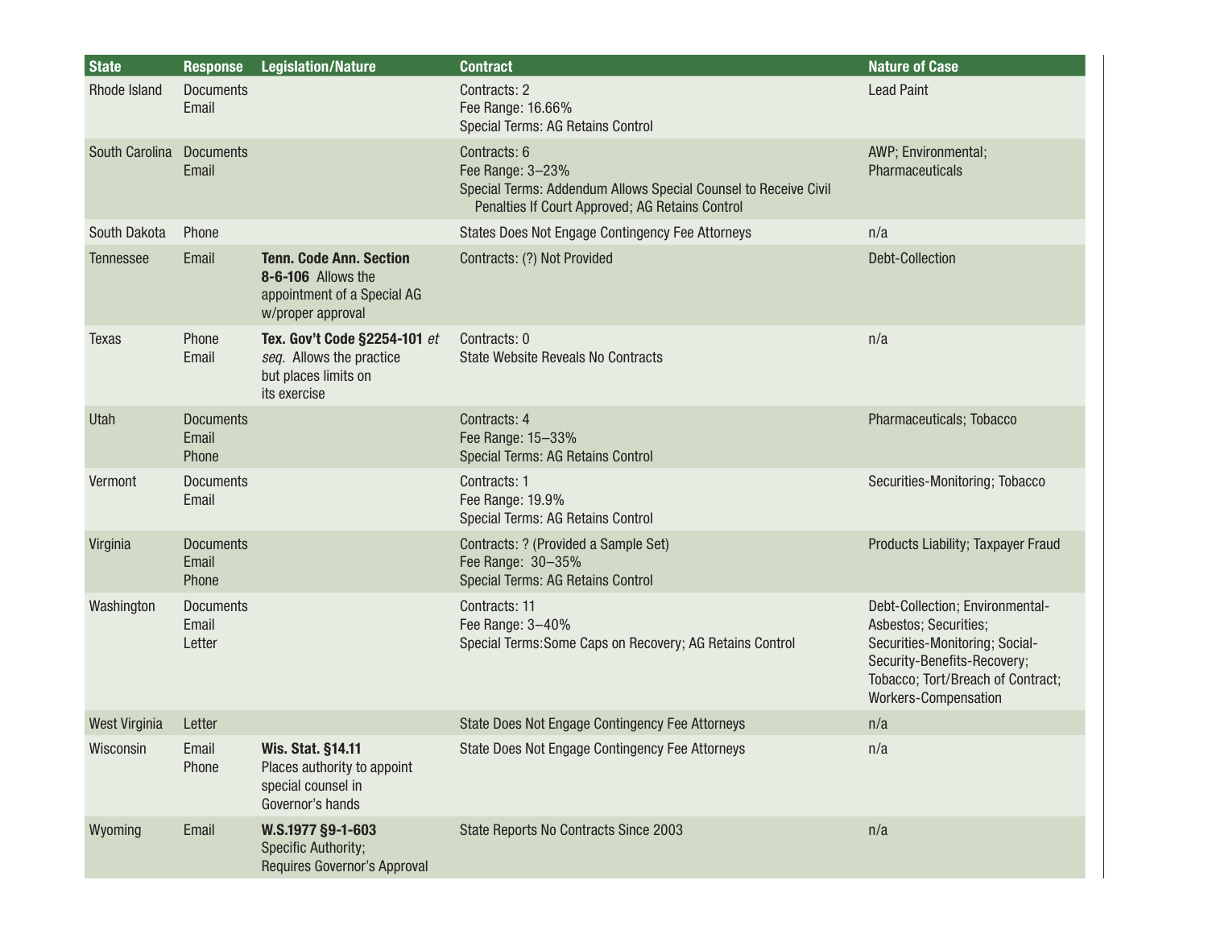| State | Response | Legislation/Nature | Contract | Nature of Case |
|---|---|---|---|---|
| Rhode Island | Documents<br>Email | | Contracts: 2<br>Fee Range: 16.66%<br>Special Terms: AG Retains Control | Lead Paint |
| South Carolina | Documents<br>Email | | Contracts: 6<br>Fee Range: 3–23%<br>Special Terms: Addendum Allows Special Counsel to Receive Civil Penalties If Court Approved; AG Retains Control | AWP; Environmental; Pharmaceuticals |
| South Dakota | Phone | | States Does Not Engage Contingency Fee Attorneys | n/a |
| Tennessee | Email | **Tenn. Code Ann. Section 8-6-106** Allows the appointment of a Special AG w/proper approval | Contracts: (?) Not Provided | Debt-Collection |
| Texas | Phone<br>Email | **Tex. Gov't Code §2254-101** *et seq.* Allows the practice but places limits on its exercise | Contracts: 0<br>State Website Reveals No Contracts | n/a |
| Utah | Documents<br>Email<br>Phone | | Contracts: 4<br>Fee Range: 15–33%<br>Special Terms: AG Retains Control | Pharmaceuticals; Tobacco |
| Vermont | Documents<br>Email | | Contracts: 1<br>Fee Range: 19.9%<br>Special Terms: AG Retains Control | Securities-Monitoring; Tobacco |
| Virginia | Documents<br>Email<br>Phone | | Contracts: ? (Provided a Sample Set)<br>Fee Range: 30–35%<br>Special Terms: AG Retains Control | Products Liability; Taxpayer Fraud |
| Washington | Documents<br>Email<br>Letter | | Contracts: 11<br>Fee Range: 3–40%<br>Special Terms:Some Caps on Recovery; AG Retains Control | Debt-Collection; Environmental-Asbestos; Securities; Securities-Monitoring; Social-Security-Benefits-Recovery; Tobacco; Tort/Breach of Contract; Workers-Compensation |
| West Virginia | Letter | | State Does Not Engage Contingency Fee Attorneys | n/a |
| Wisconsin | Email<br>Phone | **Wis. Stat. §14.11** Places authority to appoint special counsel in Governor's hands | State Does Not Engage Contingency Fee Attorneys | n/a |
| Wyoming | Email | **W.S.1977 §9-1-603** Specific Authority; Requires Governor's Approval | State Reports No Contracts Since 2003 | n/a |